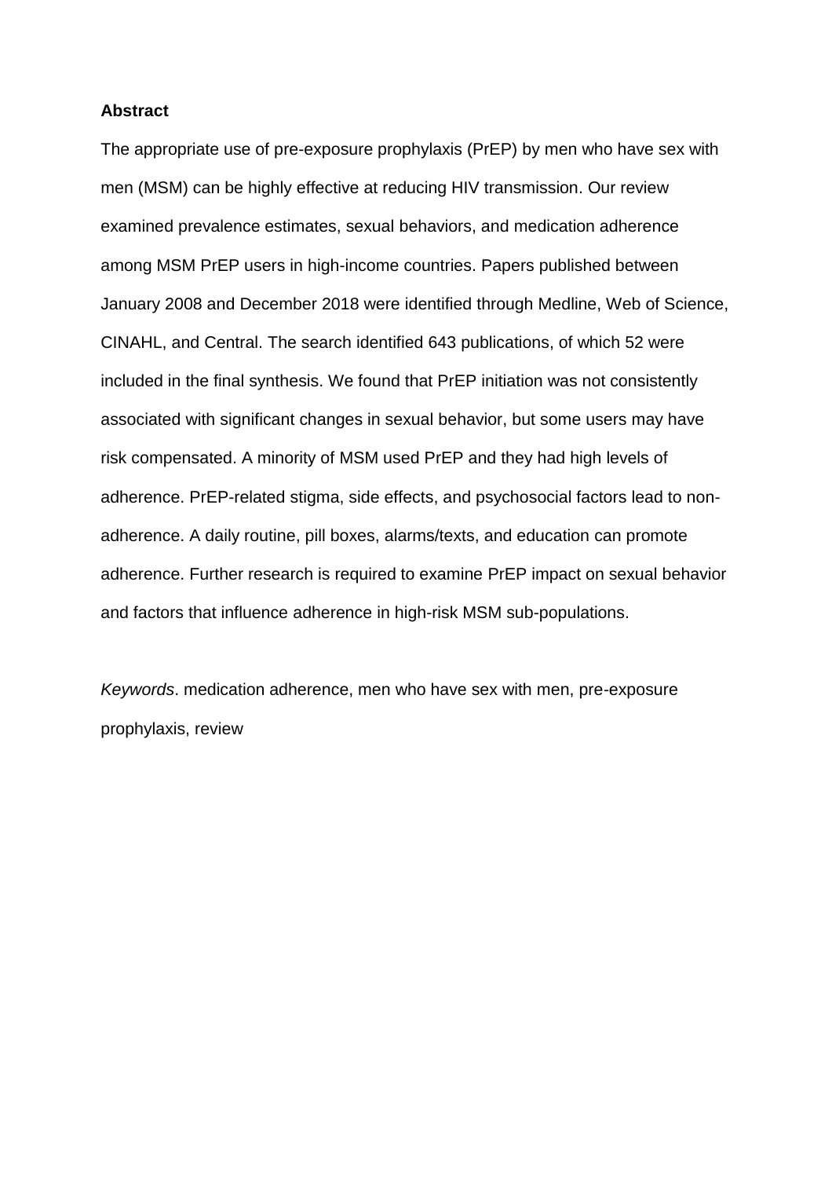**Abstract**

The appropriate use of pre-exposure prophylaxis (PrEP) by men who have sex with men (MSM) can be highly effective at reducing HIV transmission. Our review examined prevalence estimates, sexual behaviors, and medication adherence among MSM PrEP users in high-income countries. Papers published between January 2008 and December 2018 were identified through Medline, Web of Science, CINAHL, and Central. The search identified 643 publications, of which 52 were included in the final synthesis. We found that PrEP initiation was not consistently associated with significant changes in sexual behavior, but some users may have risk compensated. A minority of MSM used PrEP and they had high levels of adherence. PrEP-related stigma, side effects, and psychosocial factors lead to non-adherence. A daily routine, pill boxes, alarms/texts, and education can promote adherence. Further research is required to examine PrEP impact on sexual behavior and factors that influence adherence in high-risk MSM sub-populations.

*Keywords*. medication adherence, men who have sex with men, pre-exposure prophylaxis, review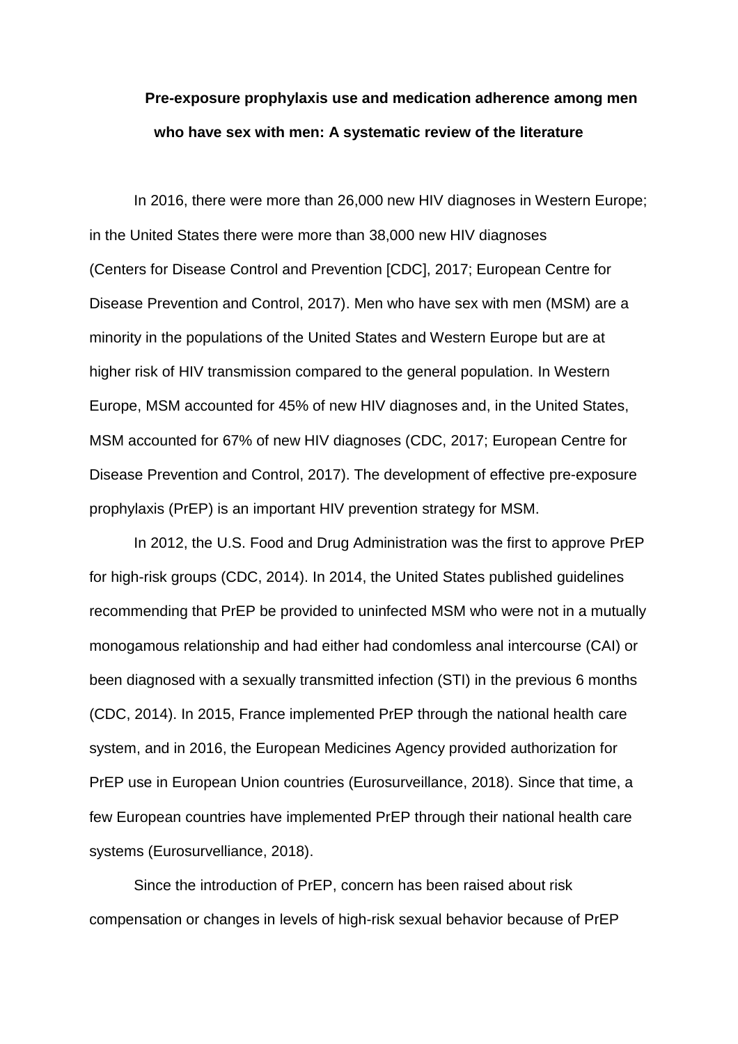# Pre-exposure prophylaxis use and medication adherence among men who have sex with men: A systematic review of the literature

In 2016, there were more than 26,000 new HIV diagnoses in Western Europe; in the United States there were more than 38,000 new HIV diagnoses (Centers for Disease Control and Prevention [CDC], 2017; European Centre for Disease Prevention and Control, 2017). Men who have sex with men (MSM) are a minority in the populations of the United States and Western Europe but are at higher risk of HIV transmission compared to the general population. In Western Europe, MSM accounted for 45% of new HIV diagnoses and, in the United States, MSM accounted for 67% of new HIV diagnoses (CDC, 2017; European Centre for Disease Prevention and Control, 2017). The development of effective pre-exposure prophylaxis (PrEP) is an important HIV prevention strategy for MSM.

In 2012, the U.S. Food and Drug Administration was the first to approve PrEP for high-risk groups (CDC, 2014). In 2014, the United States published guidelines recommending that PrEP be provided to uninfected MSM who were not in a mutually monogamous relationship and had either had condomless anal intercourse (CAI) or been diagnosed with a sexually transmitted infection (STI) in the previous 6 months (CDC, 2014). In 2015, France implemented PrEP through the national health care system, and in 2016, the European Medicines Agency provided authorization for PrEP use in European Union countries (Eurosurveillance, 2018). Since that time, a few European countries have implemented PrEP through their national health care systems (Eurosurvelliance, 2018).

Since the introduction of PrEP, concern has been raised about risk compensation or changes in levels of high-risk sexual behavior because of PrEP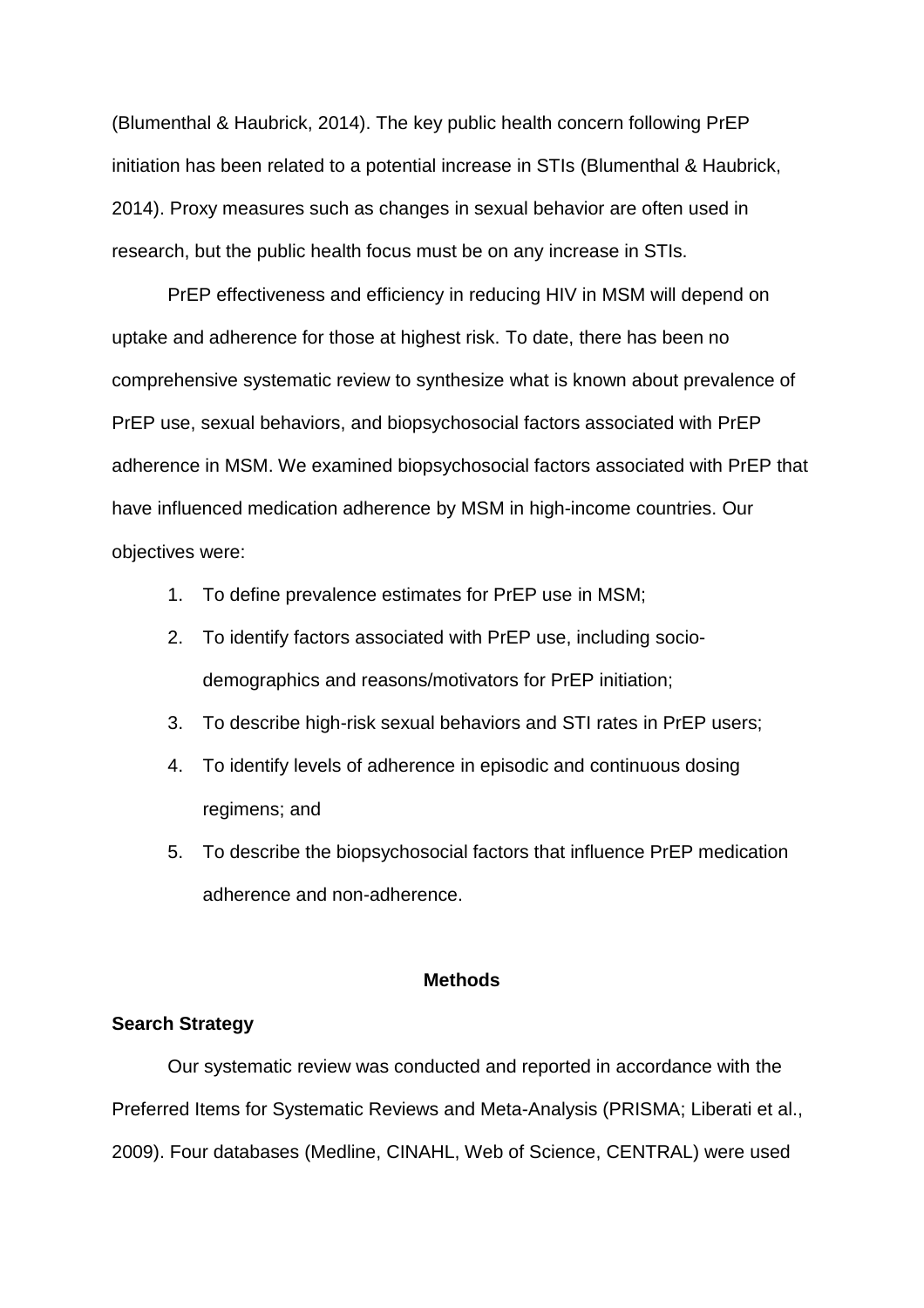(Blumenthal & Haubrick, 2014). The key public health concern following PrEP initiation has been related to a potential increase in STIs (Blumenthal & Haubrick, 2014). Proxy measures such as changes in sexual behavior are often used in research, but the public health focus must be on any increase in STIs.

PrEP effectiveness and efficiency in reducing HIV in MSM will depend on uptake and adherence for those at highest risk. To date, there has been no comprehensive systematic review to synthesize what is known about prevalence of PrEP use, sexual behaviors, and biopsychosocial factors associated with PrEP adherence in MSM. We examined biopsychosocial factors associated with PrEP that have influenced medication adherence by MSM in high-income countries. Our objectives were:

1. To define prevalence estimates for PrEP use in MSM;
2. To identify factors associated with PrEP use, including socio-demographics and reasons/motivators for PrEP initiation;
3. To describe high-risk sexual behaviors and STI rates in PrEP users;
4. To identify levels of adherence in episodic and continuous dosing regimens; and
5. To describe the biopsychosocial factors that influence PrEP medication adherence and non-adherence.

## Methods

### Search Strategy

Our systematic review was conducted and reported in accordance with the Preferred Items for Systematic Reviews and Meta-Analysis (PRISMA; Liberati et al., 2009). Four databases (Medline, CINAHL, Web of Science, CENTRAL) were used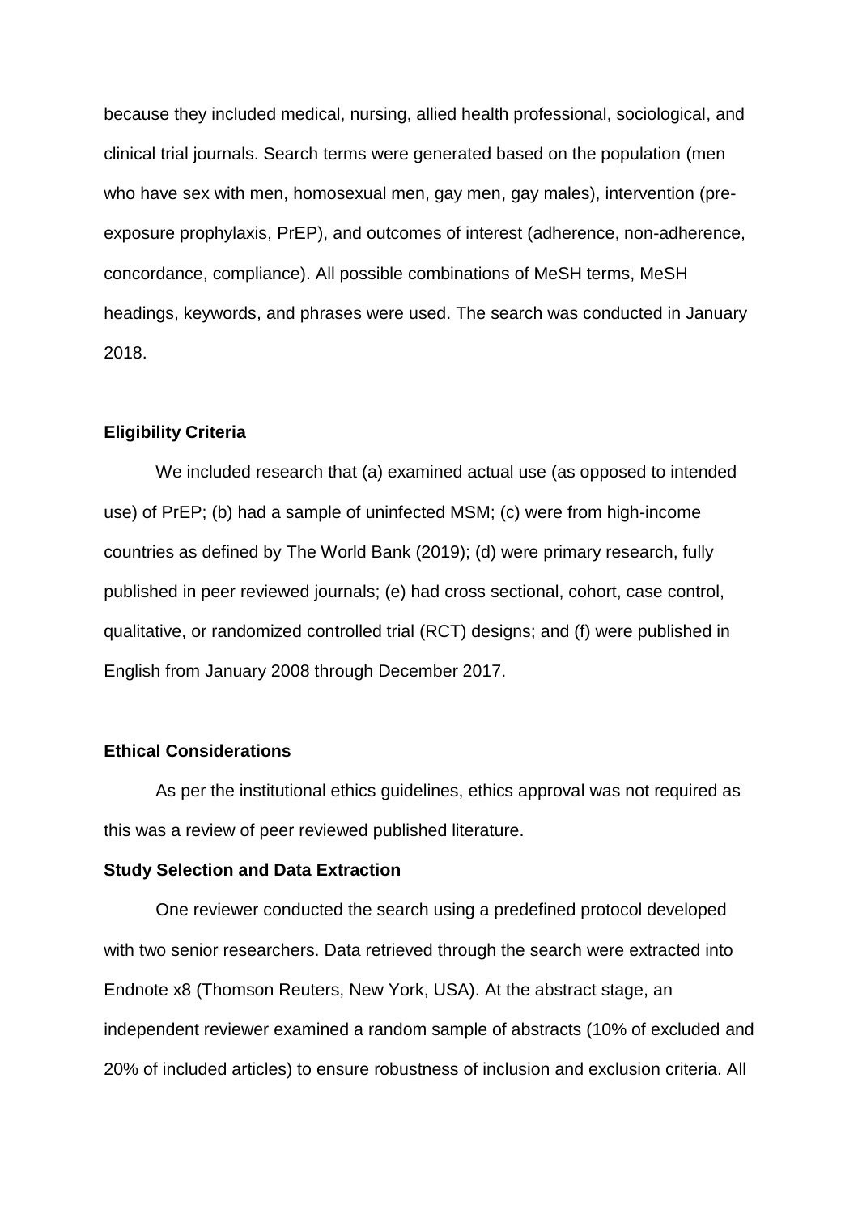because they included medical, nursing, allied health professional, sociological, and clinical trial journals. Search terms were generated based on the population (men who have sex with men, homosexual men, gay men, gay males), intervention (pre-exposure prophylaxis, PrEP), and outcomes of interest (adherence, non-adherence, concordance, compliance). All possible combinations of MeSH terms, MeSH headings, keywords, and phrases were used. The search was conducted in January 2018.

**Eligibility Criteria**

We included research that (a) examined actual use (as opposed to intended use) of PrEP; (b) had a sample of uninfected MSM; (c) were from high-income countries as defined by The World Bank (2019); (d) were primary research, fully published in peer reviewed journals; (e) had cross sectional, cohort, case control, qualitative, or randomized controlled trial (RCT) designs; and (f) were published in English from January 2008 through December 2017.

**Ethical Considerations**

As per the institutional ethics guidelines, ethics approval was not required as this was a review of peer reviewed published literature.

**Study Selection and Data Extraction**

One reviewer conducted the search using a predefined protocol developed with two senior researchers. Data retrieved through the search were extracted into Endnote x8 (Thomson Reuters, New York, USA). At the abstract stage, an independent reviewer examined a random sample of abstracts (10% of excluded and 20% of included articles) to ensure robustness of inclusion and exclusion criteria. All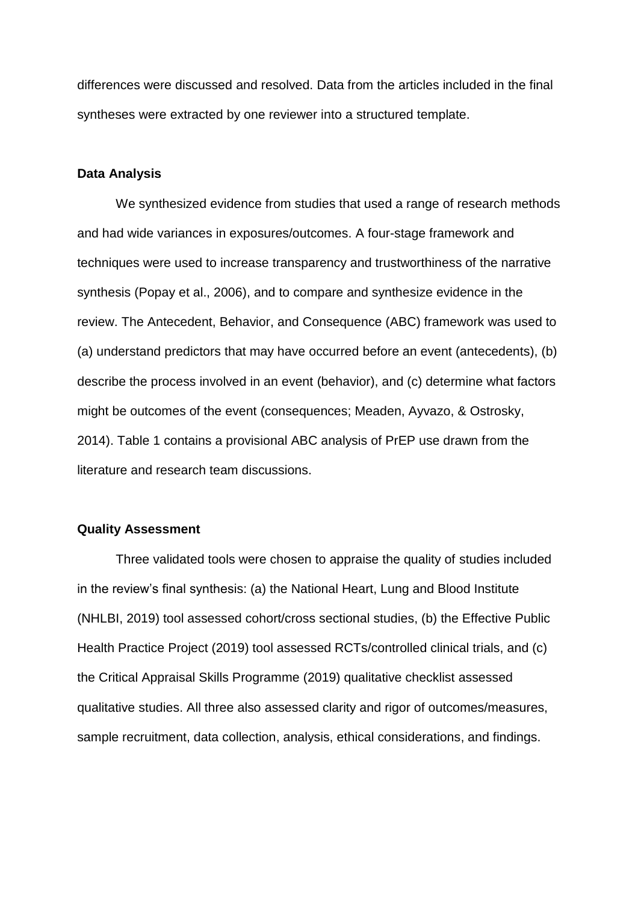differences were discussed and resolved. Data from the articles included in the final syntheses were extracted by one reviewer into a structured template.

### Data Analysis

We synthesized evidence from studies that used a range of research methods and had wide variances in exposures/outcomes. A four-stage framework and techniques were used to increase transparency and trustworthiness of the narrative synthesis (Popay et al., 2006), and to compare and synthesize evidence in the review. The Antecedent, Behavior, and Consequence (ABC) framework was used to (a) understand predictors that may have occurred before an event (antecedents), (b) describe the process involved in an event (behavior), and (c) determine what factors might be outcomes of the event (consequences; Meaden, Ayvazo, & Ostrosky, 2014). Table 1 contains a provisional ABC analysis of PrEP use drawn from the literature and research team discussions.

### Quality Assessment

Three validated tools were chosen to appraise the quality of studies included in the review's final synthesis: (a) the National Heart, Lung and Blood Institute (NHLBI, 2019) tool assessed cohort/cross sectional studies, (b) the Effective Public Health Practice Project (2019) tool assessed RCTs/controlled clinical trials, and (c) the Critical Appraisal Skills Programme (2019) qualitative checklist assessed qualitative studies. All three also assessed clarity and rigor of outcomes/measures, sample recruitment, data collection, analysis, ethical considerations, and findings.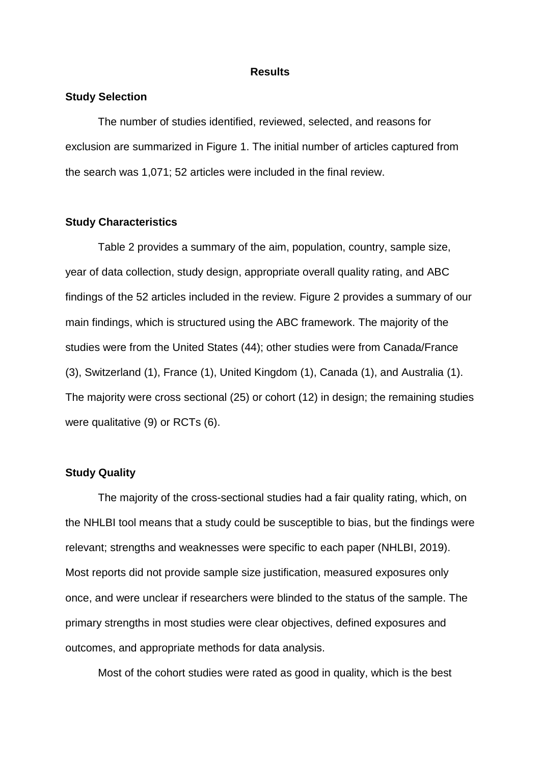# Results

## Study Selection

The number of studies identified, reviewed, selected, and reasons for exclusion are summarized in Figure 1. The initial number of articles captured from the search was 1,071; 52 articles were included in the final review.

## Study Characteristics

Table 2 provides a summary of the aim, population, country, sample size, year of data collection, study design, appropriate overall quality rating, and ABC findings of the 52 articles included in the review. Figure 2 provides a summary of our main findings, which is structured using the ABC framework. The majority of the studies were from the United States (44); other studies were from Canada/France (3), Switzerland (1), France (1), United Kingdom (1), Canada (1), and Australia (1). The majority were cross sectional (25) or cohort (12) in design; the remaining studies were qualitative (9) or RCTs (6).

## Study Quality

The majority of the cross-sectional studies had a fair quality rating, which, on the NHLBI tool means that a study could be susceptible to bias, but the findings were relevant; strengths and weaknesses were specific to each paper (NHLBI, 2019). Most reports did not provide sample size justification, measured exposures only once, and were unclear if researchers were blinded to the status of the sample. The primary strengths in most studies were clear objectives, defined exposures and outcomes, and appropriate methods for data analysis.

Most of the cohort studies were rated as good in quality, which is the best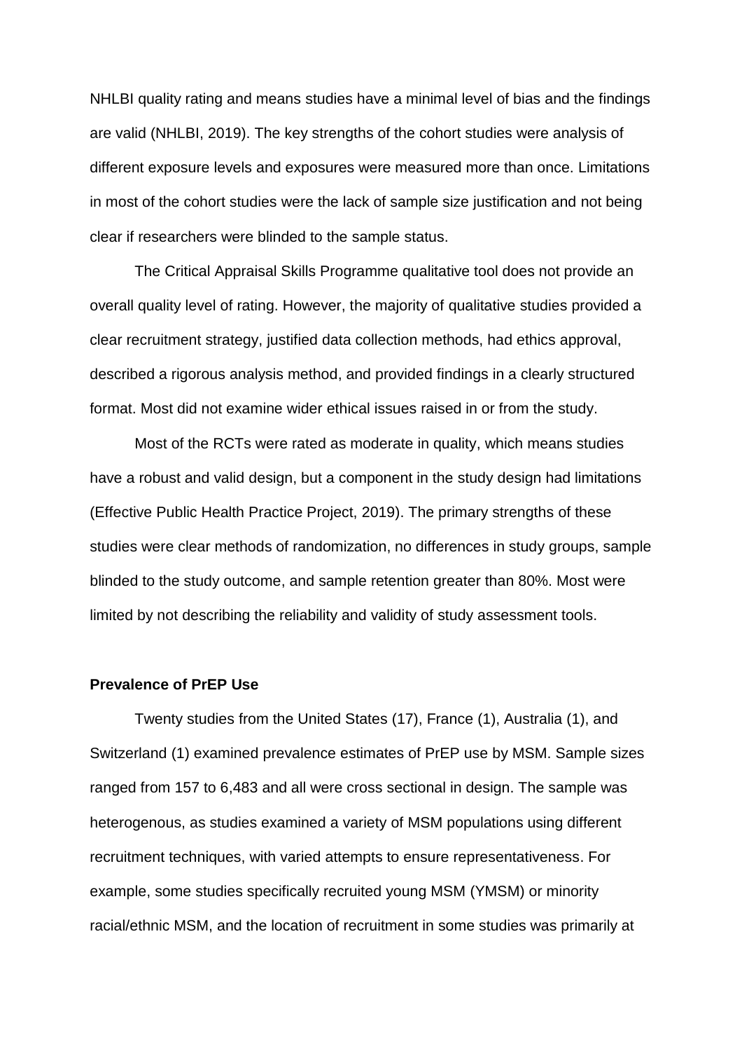NHLBI quality rating and means studies have a minimal level of bias and the findings are valid (NHLBI, 2019). The key strengths of the cohort studies were analysis of different exposure levels and exposures were measured more than once. Limitations in most of the cohort studies were the lack of sample size justification and not being clear if researchers were blinded to the sample status.

The Critical Appraisal Skills Programme qualitative tool does not provide an overall quality level of rating. However, the majority of qualitative studies provided a clear recruitment strategy, justified data collection methods, had ethics approval, described a rigorous analysis method, and provided findings in a clearly structured format. Most did not examine wider ethical issues raised in or from the study.

Most of the RCTs were rated as moderate in quality, which means studies have a robust and valid design, but a component in the study design had limitations (Effective Public Health Practice Project, 2019). The primary strengths of these studies were clear methods of randomization, no differences in study groups, sample blinded to the study outcome, and sample retention greater than 80%. Most were limited by not describing the reliability and validity of study assessment tools.

**Prevalence of PrEP Use**

Twenty studies from the United States (17), France (1), Australia (1), and Switzerland (1) examined prevalence estimates of PrEP use by MSM. Sample sizes ranged from 157 to 6,483 and all were cross sectional in design. The sample was heterogenous, as studies examined a variety of MSM populations using different recruitment techniques, with varied attempts to ensure representativeness. For example, some studies specifically recruited young MSM (YMSM) or minority racial/ethnic MSM, and the location of recruitment in some studies was primarily at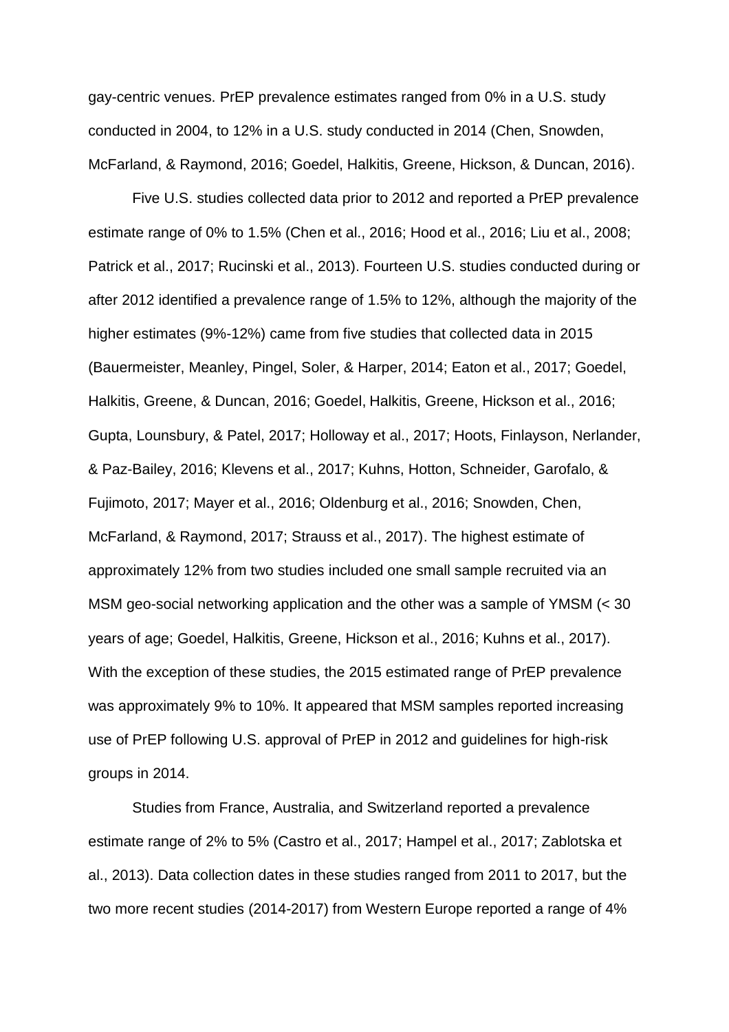gay-centric venues. PrEP prevalence estimates ranged from 0% in a U.S. study conducted in 2004, to 12% in a U.S. study conducted in 2014 (Chen, Snowden, McFarland, & Raymond, 2016; Goedel, Halkitis, Greene, Hickson, & Duncan, 2016).

Five U.S. studies collected data prior to 2012 and reported a PrEP prevalence estimate range of 0% to 1.5% (Chen et al., 2016; Hood et al., 2016; Liu et al., 2008; Patrick et al., 2017; Rucinski et al., 2013). Fourteen U.S. studies conducted during or after 2012 identified a prevalence range of 1.5% to 12%, although the majority of the higher estimates (9%-12%) came from five studies that collected data in 2015 (Bauermeister, Meanley, Pingel, Soler, & Harper, 2014; Eaton et al., 2017; Goedel, Halkitis, Greene, & Duncan, 2016; Goedel, Halkitis, Greene, Hickson et al., 2016; Gupta, Lounsbury, & Patel, 2017; Holloway et al., 2017; Hoots, Finlayson, Nerlander, & Paz-Bailey, 2016; Klevens et al., 2017; Kuhns, Hotton, Schneider, Garofalo, & Fujimoto, 2017; Mayer et al., 2016; Oldenburg et al., 2016; Snowden, Chen, McFarland, & Raymond, 2017; Strauss et al., 2017). The highest estimate of approximately 12% from two studies included one small sample recruited via an MSM geo-social networking application and the other was a sample of YMSM (< 30 years of age; Goedel, Halkitis, Greene, Hickson et al., 2016; Kuhns et al., 2017). With the exception of these studies, the 2015 estimated range of PrEP prevalence was approximately 9% to 10%. It appeared that MSM samples reported increasing use of PrEP following U.S. approval of PrEP in 2012 and guidelines for high-risk groups in 2014.

Studies from France, Australia, and Switzerland reported a prevalence estimate range of 2% to 5% (Castro et al., 2017; Hampel et al., 2017; Zablotska et al., 2013). Data collection dates in these studies ranged from 2011 to 2017, but the two more recent studies (2014-2017) from Western Europe reported a range of 4%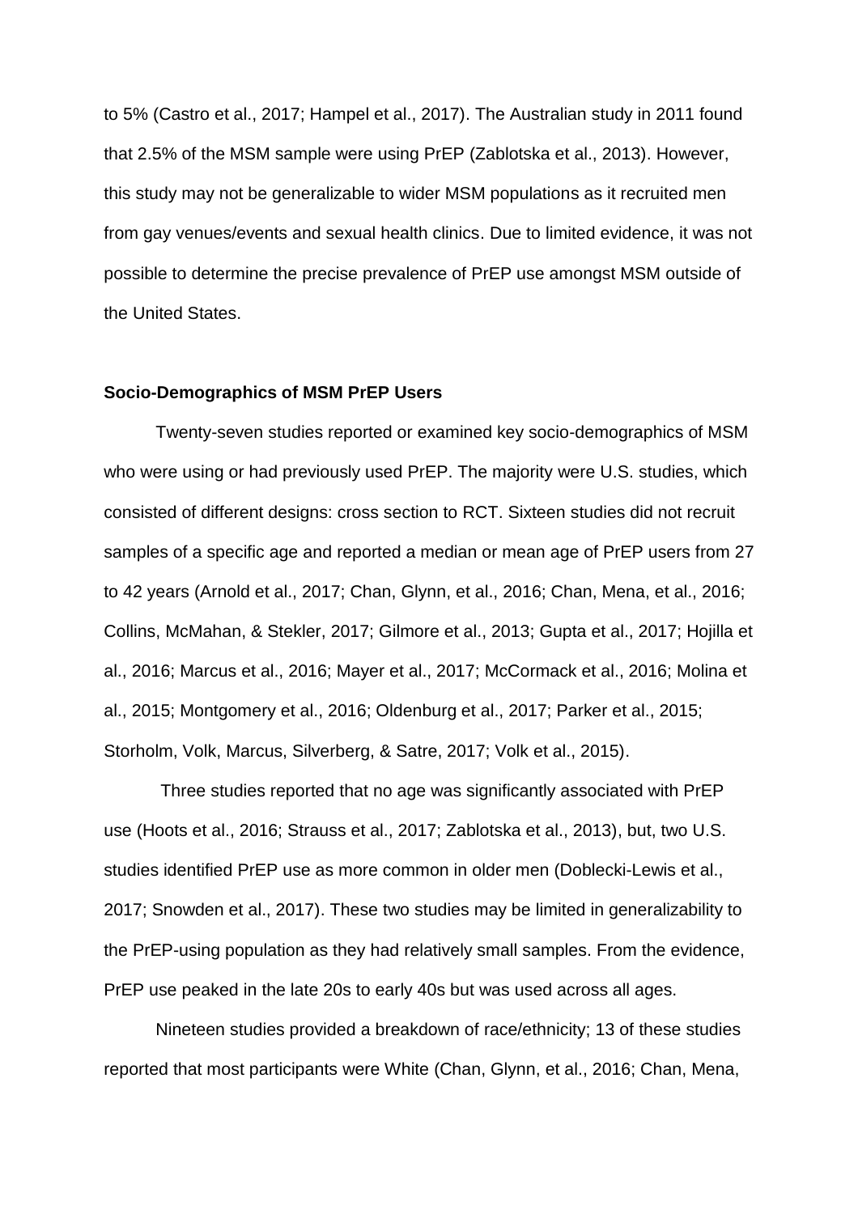to 5% (Castro et al., 2017; Hampel et al., 2017). The Australian study in 2011 found that 2.5% of the MSM sample were using PrEP (Zablotska et al., 2013). However, this study may not be generalizable to wider MSM populations as it recruited men from gay venues/events and sexual health clinics. Due to limited evidence, it was not possible to determine the precise prevalence of PrEP use amongst MSM outside of the United States.

### Socio-Demographics of MSM PrEP Users

Twenty-seven studies reported or examined key socio-demographics of MSM who were using or had previously used PrEP. The majority were U.S. studies, which consisted of different designs: cross section to RCT. Sixteen studies did not recruit samples of a specific age and reported a median or mean age of PrEP users from 27 to 42 years (Arnold et al., 2017; Chan, Glynn, et al., 2016; Chan, Mena, et al., 2016; Collins, McMahan, & Stekler, 2017; Gilmore et al., 2013; Gupta et al., 2017; Hojilla et al., 2016; Marcus et al., 2016; Mayer et al., 2017; McCormack et al., 2016; Molina et al., 2015; Montgomery et al., 2016; Oldenburg et al., 2017; Parker et al., 2015; Storholm, Volk, Marcus, Silverberg, & Satre, 2017; Volk et al., 2015).

Three studies reported that no age was significantly associated with PrEP use (Hoots et al., 2016; Strauss et al., 2017; Zablotska et al., 2013), but, two U.S. studies identified PrEP use as more common in older men (Doblecki-Lewis et al., 2017; Snowden et al., 2017). These two studies may be limited in generalizability to the PrEP-using population as they had relatively small samples. From the evidence, PrEP use peaked in the late 20s to early 40s but was used across all ages.

Nineteen studies provided a breakdown of race/ethnicity; 13 of these studies reported that most participants were White (Chan, Glynn, et al., 2016; Chan, Mena,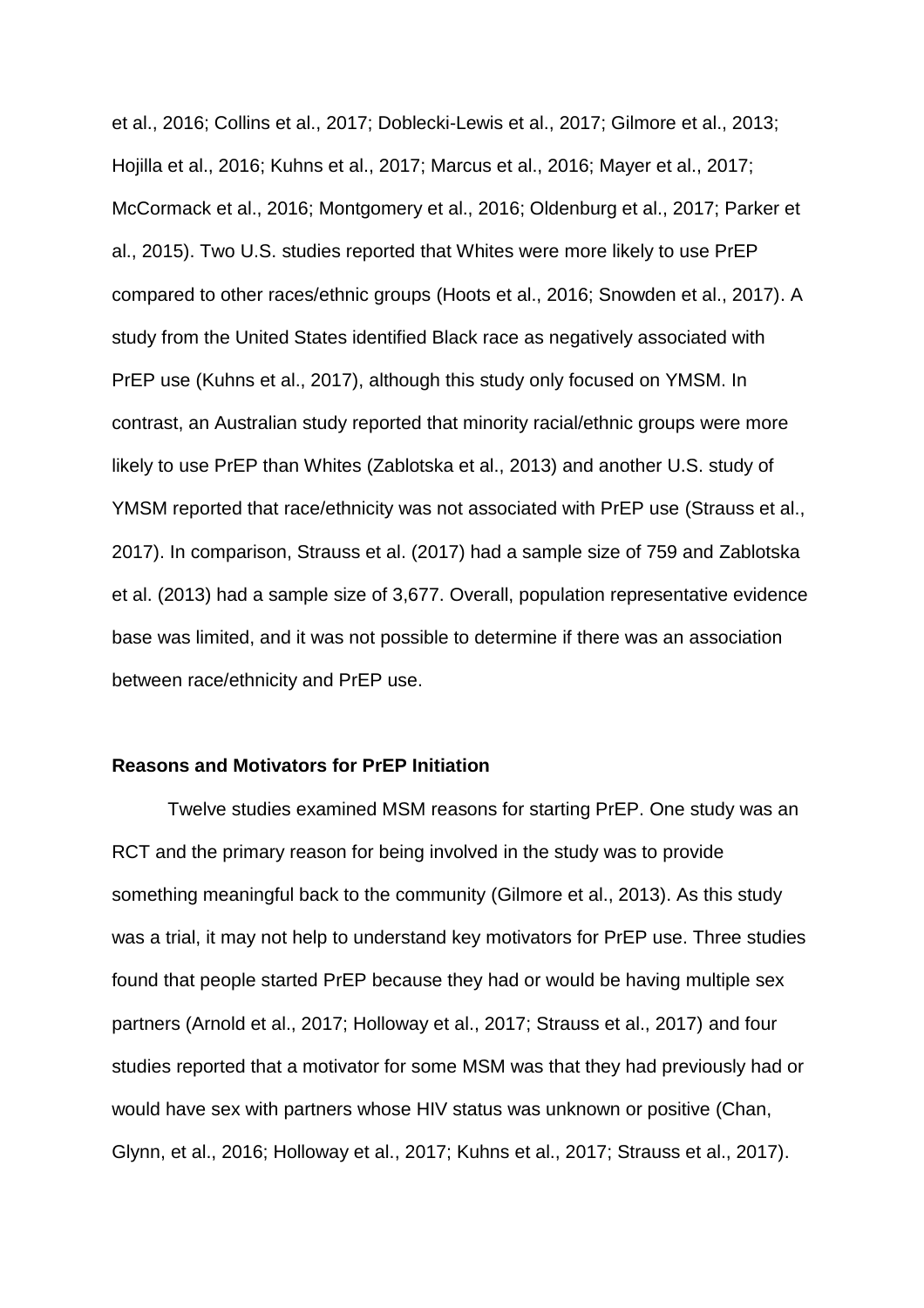et al., 2016; Collins et al., 2017; Doblecki-Lewis et al., 2017; Gilmore et al., 2013; Hojilla et al., 2016; Kuhns et al., 2017; Marcus et al., 2016; Mayer et al., 2017; McCormack et al., 2016; Montgomery et al., 2016; Oldenburg et al., 2017; Parker et al., 2015). Two U.S. studies reported that Whites were more likely to use PrEP compared to other races/ethnic groups (Hoots et al., 2016; Snowden et al., 2017). A study from the United States identified Black race as negatively associated with PrEP use (Kuhns et al., 2017), although this study only focused on YMSM. In contrast, an Australian study reported that minority racial/ethnic groups were more likely to use PrEP than Whites (Zablotska et al., 2013) and another U.S. study of YMSM reported that race/ethnicity was not associated with PrEP use (Strauss et al., 2017). In comparison, Strauss et al. (2017) had a sample size of 759 and Zablotska et al. (2013) had a sample size of 3,677. Overall, population representative evidence base was limited, and it was not possible to determine if there was an association between race/ethnicity and PrEP use.

**Reasons and Motivators for PrEP Initiation**

Twelve studies examined MSM reasons for starting PrEP. One study was an RCT and the primary reason for being involved in the study was to provide something meaningful back to the community (Gilmore et al., 2013). As this study was a trial, it may not help to understand key motivators for PrEP use. Three studies found that people started PrEP because they had or would be having multiple sex partners (Arnold et al., 2017; Holloway et al., 2017; Strauss et al., 2017) and four studies reported that a motivator for some MSM was that they had previously had or would have sex with partners whose HIV status was unknown or positive (Chan, Glynn, et al., 2016; Holloway et al., 2017; Kuhns et al., 2017; Strauss et al., 2017).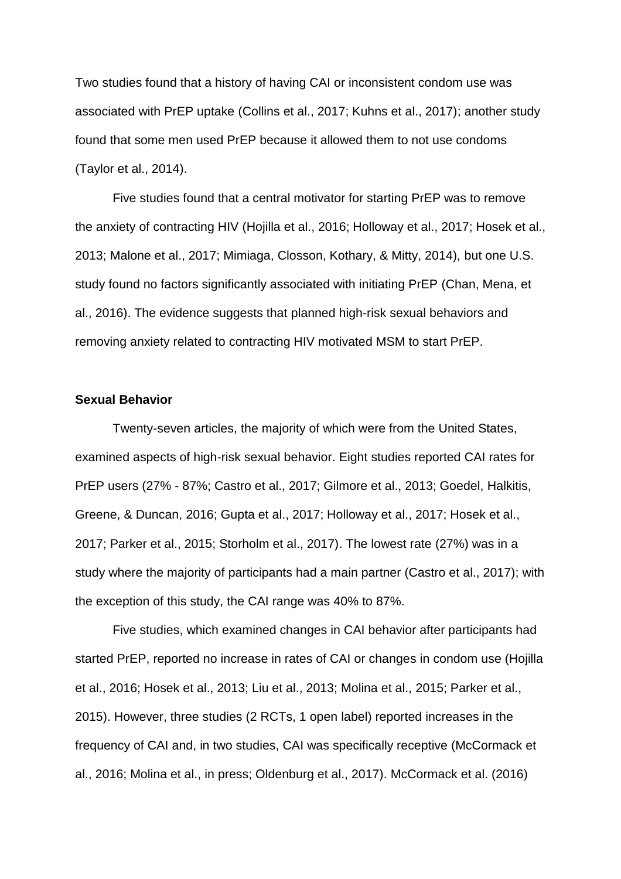Two studies found that a history of having CAI or inconsistent condom use was associated with PrEP uptake (Collins et al., 2017; Kuhns et al., 2017); another study found that some men used PrEP because it allowed them to not use condoms (Taylor et al., 2014).

Five studies found that a central motivator for starting PrEP was to remove the anxiety of contracting HIV (Hojilla et al., 2016; Holloway et al., 2017; Hosek et al., 2013; Malone et al., 2017; Mimiaga, Closson, Kothary, & Mitty, 2014), but one U.S. study found no factors significantly associated with initiating PrEP (Chan, Mena, et al., 2016). The evidence suggests that planned high-risk sexual behaviors and removing anxiety related to contracting HIV motivated MSM to start PrEP.

**Sexual Behavior**

Twenty-seven articles, the majority of which were from the United States, examined aspects of high-risk sexual behavior. Eight studies reported CAI rates for PrEP users (27% - 87%; Castro et al., 2017; Gilmore et al., 2013; Goedel, Halkitis, Greene, & Duncan, 2016; Gupta et al., 2017; Holloway et al., 2017; Hosek et al., 2017; Parker et al., 2015; Storholm et al., 2017). The lowest rate (27%) was in a study where the majority of participants had a main partner (Castro et al., 2017); with the exception of this study, the CAI range was 40% to 87%.

Five studies, which examined changes in CAI behavior after participants had started PrEP, reported no increase in rates of CAI or changes in condom use (Hojilla et al., 2016; Hosek et al., 2013; Liu et al., 2013; Molina et al., 2015; Parker et al., 2015). However, three studies (2 RCTs, 1 open label) reported increases in the frequency of CAI and, in two studies, CAI was specifically receptive (McCormack et al., 2016; Molina et al., in press; Oldenburg et al., 2017). McCormack et al. (2016)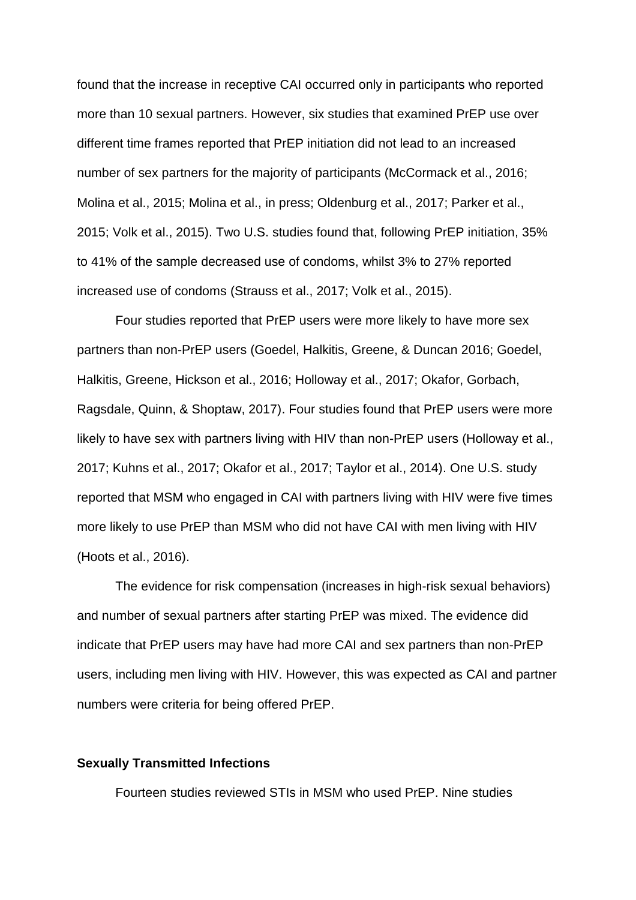found that the increase in receptive CAI occurred only in participants who reported more than 10 sexual partners. However, six studies that examined PrEP use over different time frames reported that PrEP initiation did not lead to an increased number of sex partners for the majority of participants (McCormack et al., 2016; Molina et al., 2015; Molina et al., in press; Oldenburg et al., 2017; Parker et al., 2015; Volk et al., 2015). Two U.S. studies found that, following PrEP initiation, 35% to 41% of the sample decreased use of condoms, whilst 3% to 27% reported increased use of condoms (Strauss et al., 2017; Volk et al., 2015).

Four studies reported that PrEP users were more likely to have more sex partners than non-PrEP users (Goedel, Halkitis, Greene, & Duncan 2016; Goedel, Halkitis, Greene, Hickson et al., 2016; Holloway et al., 2017; Okafor, Gorbach, Ragsdale, Quinn, & Shoptaw, 2017). Four studies found that PrEP users were more likely to have sex with partners living with HIV than non-PrEP users (Holloway et al., 2017; Kuhns et al., 2017; Okafor et al., 2017; Taylor et al., 2014). One U.S. study reported that MSM who engaged in CAI with partners living with HIV were five times more likely to use PrEP than MSM who did not have CAI with men living with HIV (Hoots et al., 2016).

The evidence for risk compensation (increases in high-risk sexual behaviors) and number of sexual partners after starting PrEP was mixed. The evidence did indicate that PrEP users may have had more CAI and sex partners than non-PrEP users, including men living with HIV. However, this was expected as CAI and partner numbers were criteria for being offered PrEP.

**Sexually Transmitted Infections**

Fourteen studies reviewed STIs in MSM who used PrEP. Nine studies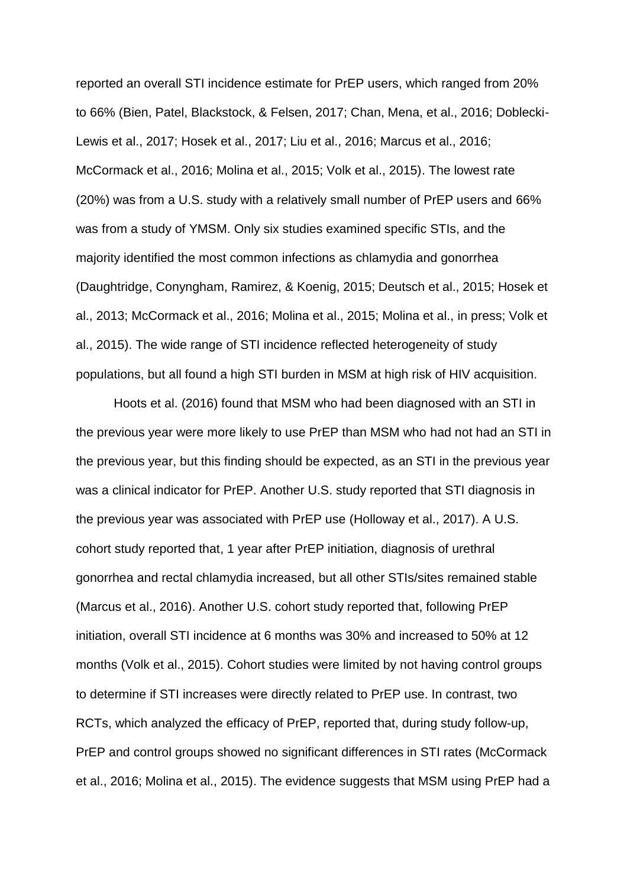reported an overall STI incidence estimate for PrEP users, which ranged from 20% to 66% (Bien, Patel, Blackstock, & Felsen, 2017; Chan, Mena, et al., 2016; Doblecki-Lewis et al., 2017; Hosek et al., 2017; Liu et al., 2016; Marcus et al., 2016; McCormack et al., 2016; Molina et al., 2015; Volk et al., 2015). The lowest rate (20%) was from a U.S. study with a relatively small number of PrEP users and 66% was from a study of YMSM. Only six studies examined specific STIs, and the majority identified the most common infections as chlamydia and gonorrhea (Daughtridge, Conyngham, Ramirez, & Koenig, 2015; Deutsch et al., 2015; Hosek et al., 2013; McCormack et al., 2016; Molina et al., 2015; Molina et al., in press; Volk et al., 2015). The wide range of STI incidence reflected heterogeneity of study populations, but all found a high STI burden in MSM at high risk of HIV acquisition.

Hoots et al. (2016) found that MSM who had been diagnosed with an STI in the previous year were more likely to use PrEP than MSM who had not had an STI in the previous year, but this finding should be expected, as an STI in the previous year was a clinical indicator for PrEP. Another U.S. study reported that STI diagnosis in the previous year was associated with PrEP use (Holloway et al., 2017). A U.S. cohort study reported that, 1 year after PrEP initiation, diagnosis of urethral gonorrhea and rectal chlamydia increased, but all other STIs/sites remained stable (Marcus et al., 2016). Another U.S. cohort study reported that, following PrEP initiation, overall STI incidence at 6 months was 30% and increased to 50% at 12 months (Volk et al., 2015). Cohort studies were limited by not having control groups to determine if STI increases were directly related to PrEP use. In contrast, two RCTs, which analyzed the efficacy of PrEP, reported that, during study follow-up, PrEP and control groups showed no significant differences in STI rates (McCormack et al., 2016; Molina et al., 2015). The evidence suggests that MSM using PrEP had a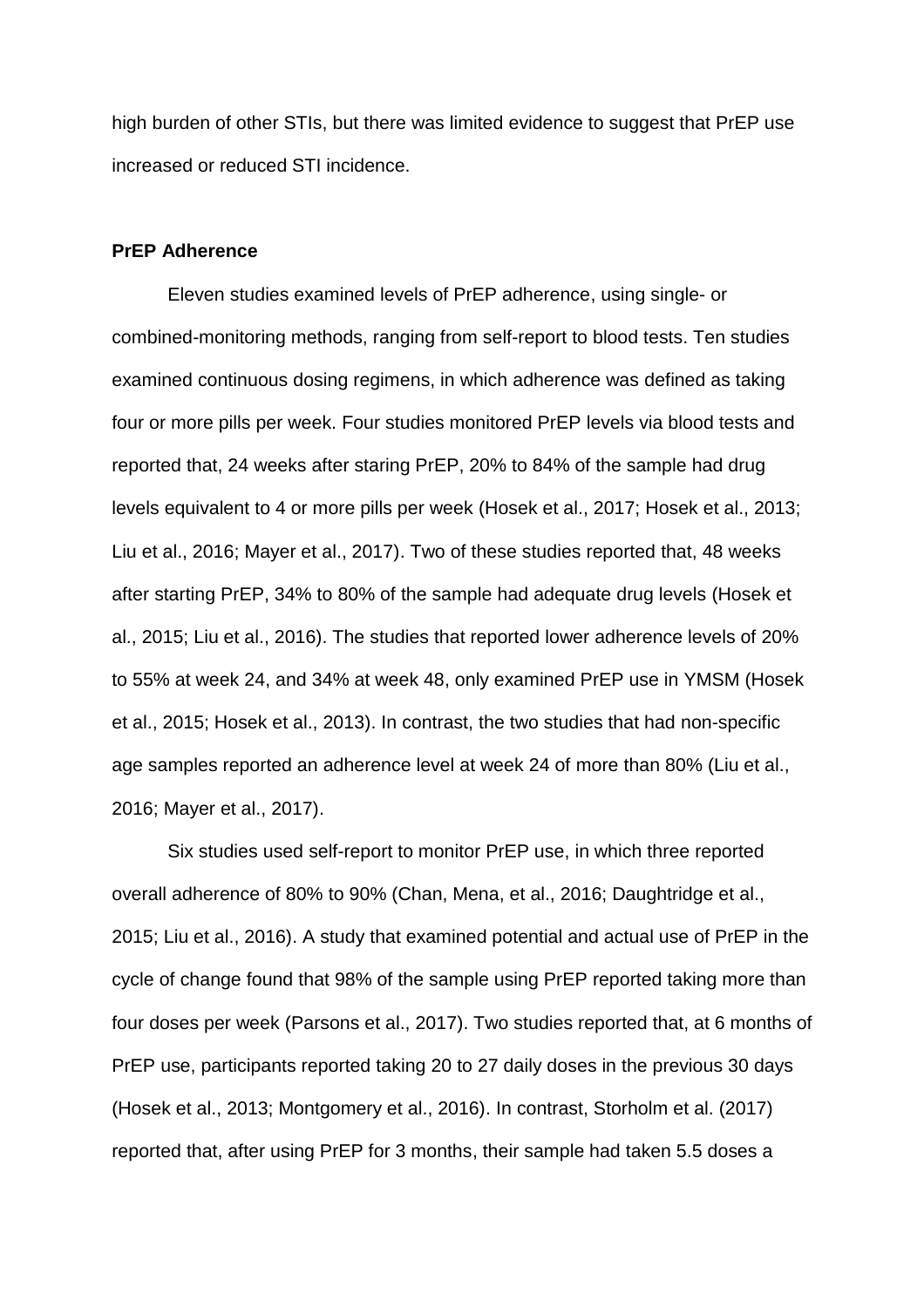high burden of other STIs, but there was limited evidence to suggest that PrEP use increased or reduced STI incidence.

**PrEP Adherence**

Eleven studies examined levels of PrEP adherence, using single- or combined-monitoring methods, ranging from self-report to blood tests. Ten studies examined continuous dosing regimens, in which adherence was defined as taking four or more pills per week. Four studies monitored PrEP levels via blood tests and reported that, 24 weeks after staring PrEP, 20% to 84% of the sample had drug levels equivalent to 4 or more pills per week (Hosek et al., 2017; Hosek et al., 2013; Liu et al., 2016; Mayer et al., 2017). Two of these studies reported that, 48 weeks after starting PrEP, 34% to 80% of the sample had adequate drug levels (Hosek et al., 2015; Liu et al., 2016). The studies that reported lower adherence levels of 20% to 55% at week 24, and 34% at week 48, only examined PrEP use in YMSM (Hosek et al., 2015; Hosek et al., 2013). In contrast, the two studies that had non-specific age samples reported an adherence level at week 24 of more than 80% (Liu et al., 2016; Mayer et al., 2017).

Six studies used self-report to monitor PrEP use, in which three reported overall adherence of 80% to 90% (Chan, Mena, et al., 2016; Daughtridge et al., 2015; Liu et al., 2016). A study that examined potential and actual use of PrEP in the cycle of change found that 98% of the sample using PrEP reported taking more than four doses per week (Parsons et al., 2017). Two studies reported that, at 6 months of PrEP use, participants reported taking 20 to 27 daily doses in the previous 30 days (Hosek et al., 2013; Montgomery et al., 2016). In contrast, Storholm et al. (2017) reported that, after using PrEP for 3 months, their sample had taken 5.5 doses a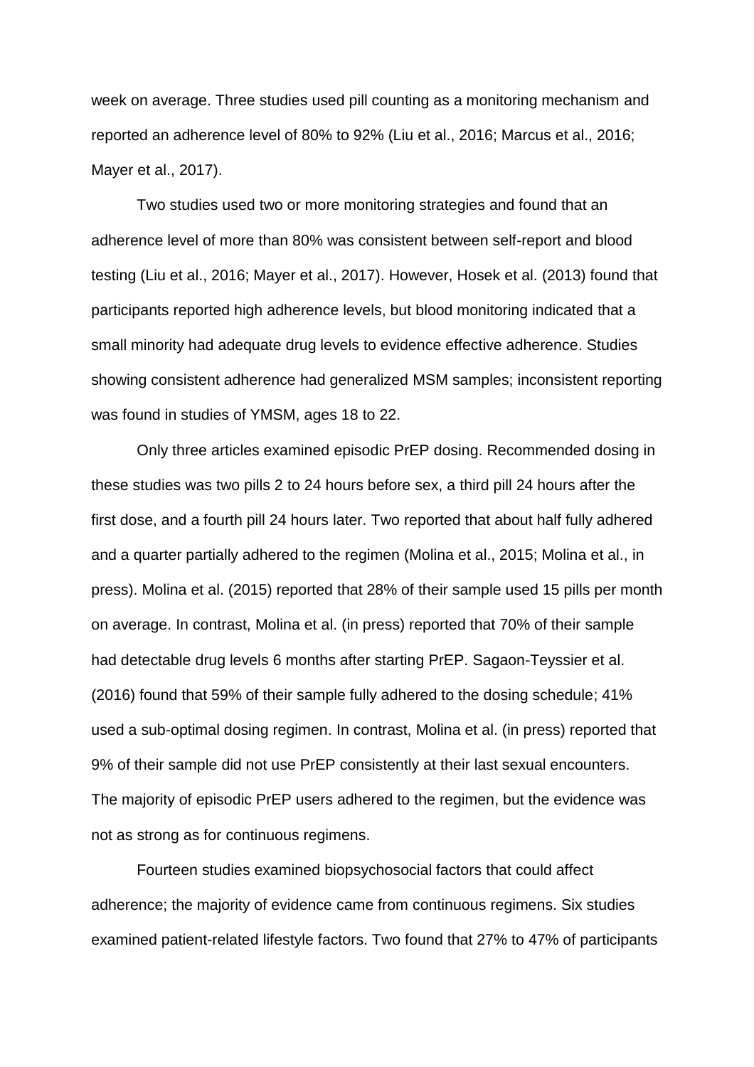week on average. Three studies used pill counting as a monitoring mechanism and reported an adherence level of 80% to 92% (Liu et al., 2016; Marcus et al., 2016; Mayer et al., 2017).

Two studies used two or more monitoring strategies and found that an adherence level of more than 80% was consistent between self-report and blood testing (Liu et al., 2016; Mayer et al., 2017). However, Hosek et al. (2013) found that participants reported high adherence levels, but blood monitoring indicated that a small minority had adequate drug levels to evidence effective adherence. Studies showing consistent adherence had generalized MSM samples; inconsistent reporting was found in studies of YMSM, ages 18 to 22.

Only three articles examined episodic PrEP dosing. Recommended dosing in these studies was two pills 2 to 24 hours before sex, a third pill 24 hours after the first dose, and a fourth pill 24 hours later. Two reported that about half fully adhered and a quarter partially adhered to the regimen (Molina et al., 2015; Molina et al., in press). Molina et al. (2015) reported that 28% of their sample used 15 pills per month on average. In contrast, Molina et al. (in press) reported that 70% of their sample had detectable drug levels 6 months after starting PrEP. Sagaon-Teyssier et al. (2016) found that 59% of their sample fully adhered to the dosing schedule; 41% used a sub-optimal dosing regimen. In contrast, Molina et al. (in press) reported that 9% of their sample did not use PrEP consistently at their last sexual encounters. The majority of episodic PrEP users adhered to the regimen, but the evidence was not as strong as for continuous regimens.

Fourteen studies examined biopsychosocial factors that could affect adherence; the majority of evidence came from continuous regimens. Six studies examined patient-related lifestyle factors. Two found that 27% to 47% of participants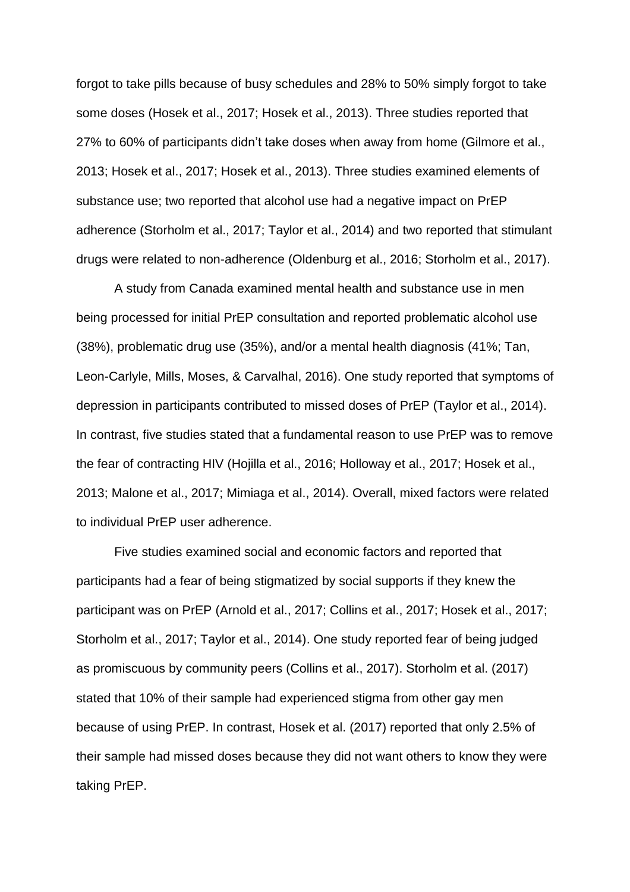forgot to take pills because of busy schedules and 28% to 50% simply forgot to take some doses (Hosek et al., 2017; Hosek et al., 2013). Three studies reported that 27% to 60% of participants didn't take doses when away from home (Gilmore et al., 2013; Hosek et al., 2017; Hosek et al., 2013). Three studies examined elements of substance use; two reported that alcohol use had a negative impact on PrEP adherence (Storholm et al., 2017; Taylor et al., 2014) and two reported that stimulant drugs were related to non-adherence (Oldenburg et al., 2016; Storholm et al., 2017).

A study from Canada examined mental health and substance use in men being processed for initial PrEP consultation and reported problematic alcohol use (38%), problematic drug use (35%), and/or a mental health diagnosis (41%; Tan, Leon-Carlyle, Mills, Moses, & Carvalhal, 2016). One study reported that symptoms of depression in participants contributed to missed doses of PrEP (Taylor et al., 2014). In contrast, five studies stated that a fundamental reason to use PrEP was to remove the fear of contracting HIV (Hojilla et al., 2016; Holloway et al., 2017; Hosek et al., 2013; Malone et al., 2017; Mimiaga et al., 2014). Overall, mixed factors were related to individual PrEP user adherence.

Five studies examined social and economic factors and reported that participants had a fear of being stigmatized by social supports if they knew the participant was on PrEP (Arnold et al., 2017; Collins et al., 2017; Hosek et al., 2017; Storholm et al., 2017; Taylor et al., 2014). One study reported fear of being judged as promiscuous by community peers (Collins et al., 2017). Storholm et al. (2017) stated that 10% of their sample had experienced stigma from other gay men because of using PrEP. In contrast, Hosek et al. (2017) reported that only 2.5% of their sample had missed doses because they did not want others to know they were taking PrEP.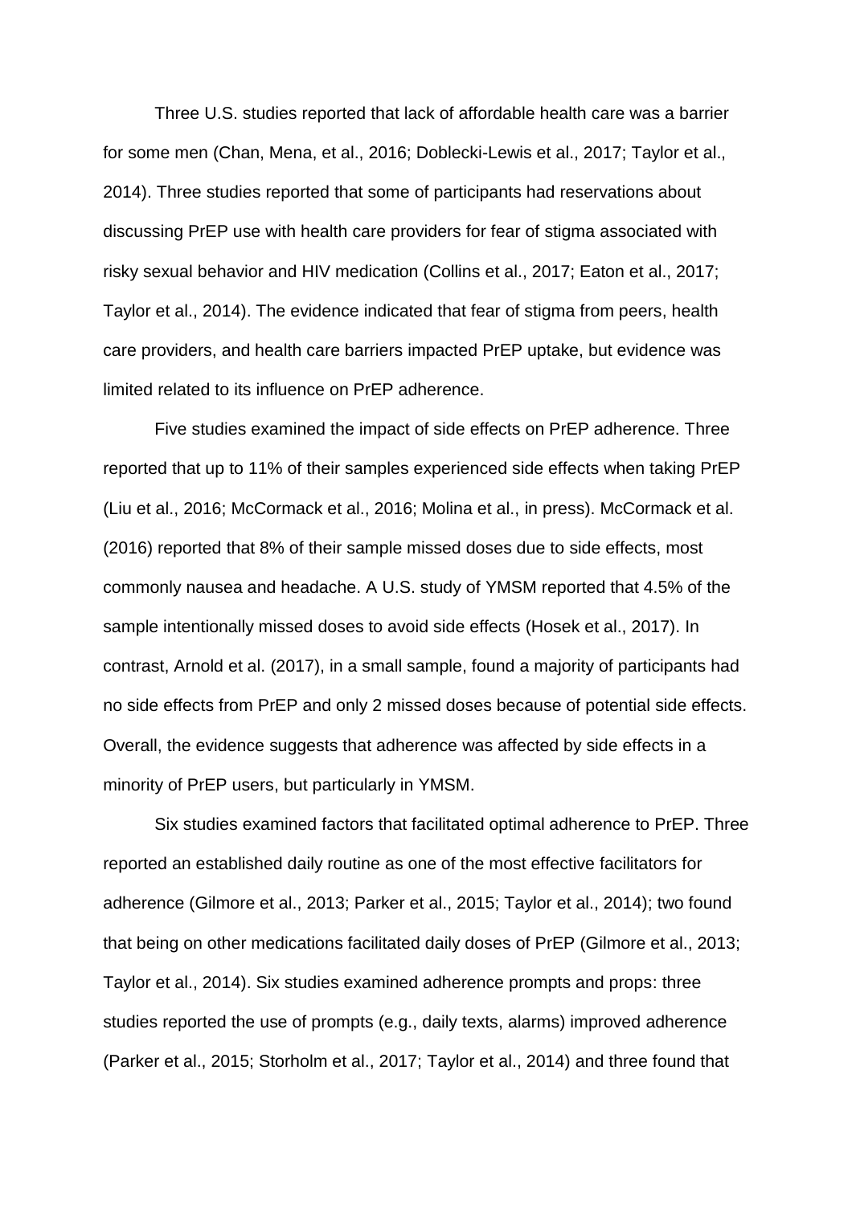Three U.S. studies reported that lack of affordable health care was a barrier for some men (Chan, Mena, et al., 2016; Doblecki-Lewis et al., 2017; Taylor et al., 2014). Three studies reported that some of participants had reservations about discussing PrEP use with health care providers for fear of stigma associated with risky sexual behavior and HIV medication (Collins et al., 2017; Eaton et al., 2017; Taylor et al., 2014). The evidence indicated that fear of stigma from peers, health care providers, and health care barriers impacted PrEP uptake, but evidence was limited related to its influence on PrEP adherence.

Five studies examined the impact of side effects on PrEP adherence. Three reported that up to 11% of their samples experienced side effects when taking PrEP (Liu et al., 2016; McCormack et al., 2016; Molina et al., in press). McCormack et al. (2016) reported that 8% of their sample missed doses due to side effects, most commonly nausea and headache. A U.S. study of YMSM reported that 4.5% of the sample intentionally missed doses to avoid side effects (Hosek et al., 2017). In contrast, Arnold et al. (2017), in a small sample, found a majority of participants had no side effects from PrEP and only 2 missed doses because of potential side effects. Overall, the evidence suggests that adherence was affected by side effects in a minority of PrEP users, but particularly in YMSM.

Six studies examined factors that facilitated optimal adherence to PrEP. Three reported an established daily routine as one of the most effective facilitators for adherence (Gilmore et al., 2013; Parker et al., 2015; Taylor et al., 2014); two found that being on other medications facilitated daily doses of PrEP (Gilmore et al., 2013; Taylor et al., 2014). Six studies examined adherence prompts and props: three studies reported the use of prompts (e.g., daily texts, alarms) improved adherence (Parker et al., 2015; Storholm et al., 2017; Taylor et al., 2014) and three found that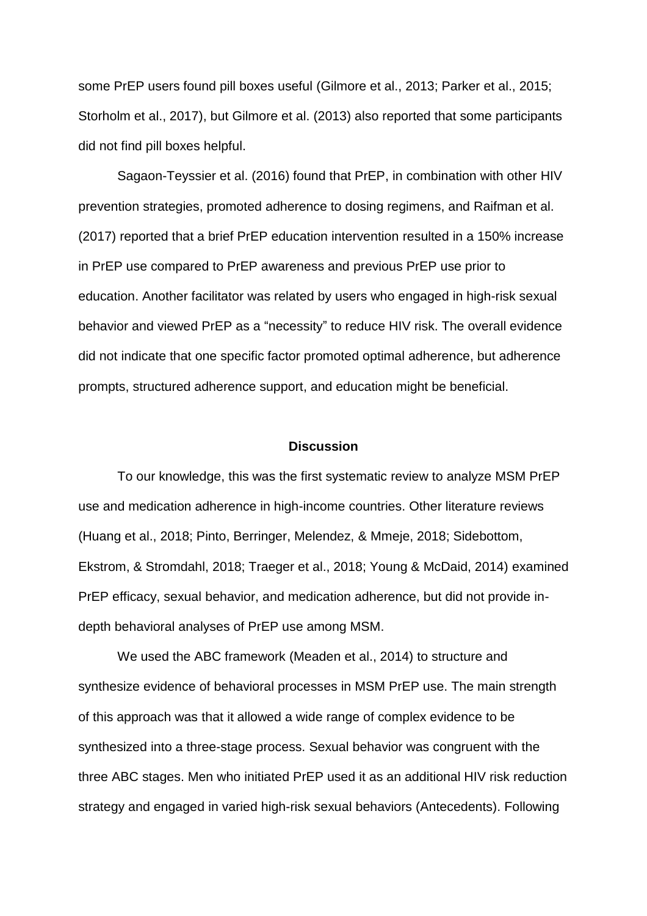some PrEP users found pill boxes useful (Gilmore et al., 2013; Parker et al., 2015; Storholm et al., 2017), but Gilmore et al. (2013) also reported that some participants did not find pill boxes helpful.

Sagaon-Teyssier et al. (2016) found that PrEP, in combination with other HIV prevention strategies, promoted adherence to dosing regimens, and Raifman et al. (2017) reported that a brief PrEP education intervention resulted in a 150% increase in PrEP use compared to PrEP awareness and previous PrEP use prior to education. Another facilitator was related by users who engaged in high-risk sexual behavior and viewed PrEP as a "necessity" to reduce HIV risk. The overall evidence did not indicate that one specific factor promoted optimal adherence, but adherence prompts, structured adherence support, and education might be beneficial.

## Discussion

To our knowledge, this was the first systematic review to analyze MSM PrEP use and medication adherence in high-income countries. Other literature reviews (Huang et al., 2018; Pinto, Berringer, Melendez, & Mmeje, 2018; Sidebottom, Ekstrom, & Stromdahl, 2018; Traeger et al., 2018; Young & McDaid, 2014) examined PrEP efficacy, sexual behavior, and medication adherence, but did not provide in-depth behavioral analyses of PrEP use among MSM.

We used the ABC framework (Meaden et al., 2014) to structure and synthesize evidence of behavioral processes in MSM PrEP use. The main strength of this approach was that it allowed a wide range of complex evidence to be synthesized into a three-stage process. Sexual behavior was congruent with the three ABC stages. Men who initiated PrEP used it as an additional HIV risk reduction strategy and engaged in varied high-risk sexual behaviors (Antecedents). Following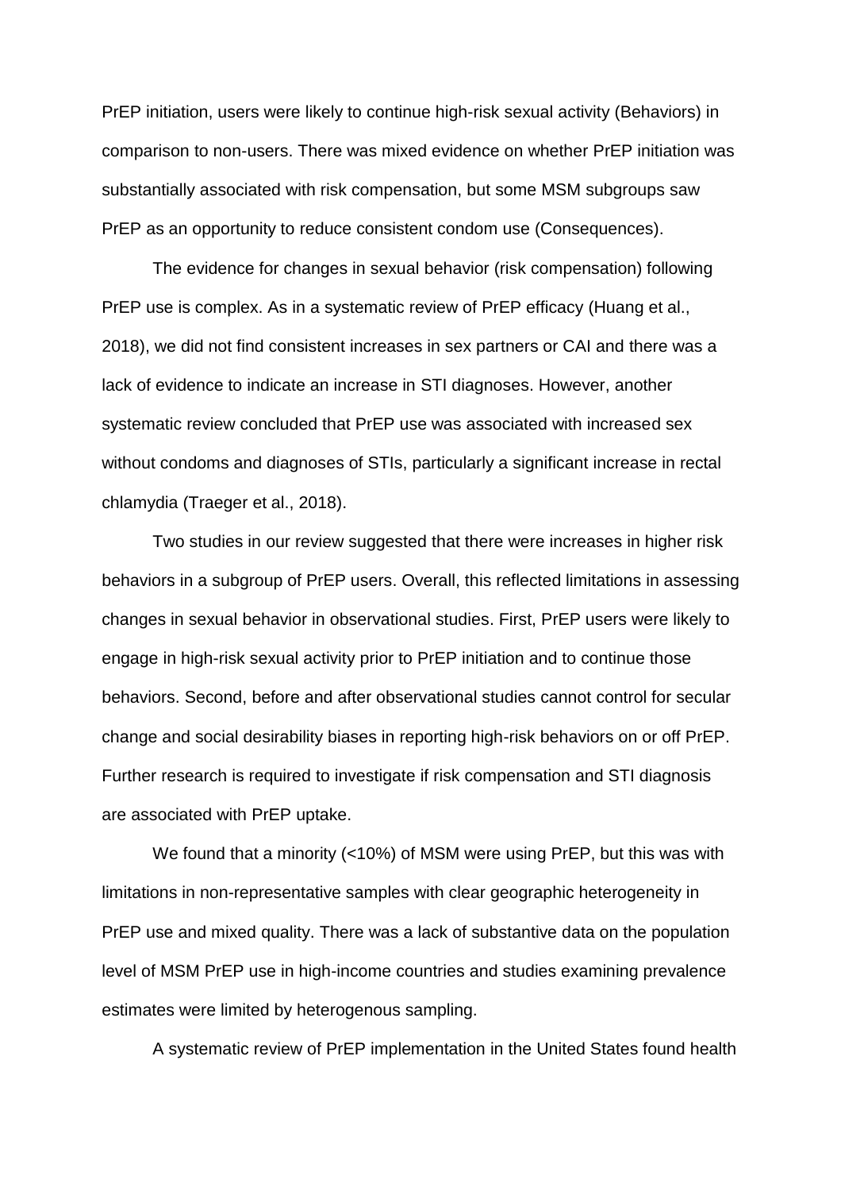PrEP initiation, users were likely to continue high-risk sexual activity (Behaviors) in comparison to non-users. There was mixed evidence on whether PrEP initiation was substantially associated with risk compensation, but some MSM subgroups saw PrEP as an opportunity to reduce consistent condom use (Consequences).

The evidence for changes in sexual behavior (risk compensation) following PrEP use is complex. As in a systematic review of PrEP efficacy (Huang et al., 2018), we did not find consistent increases in sex partners or CAI and there was a lack of evidence to indicate an increase in STI diagnoses. However, another systematic review concluded that PrEP use was associated with increased sex without condoms and diagnoses of STIs, particularly a significant increase in rectal chlamydia (Traeger et al., 2018).

Two studies in our review suggested that there were increases in higher risk behaviors in a subgroup of PrEP users. Overall, this reflected limitations in assessing changes in sexual behavior in observational studies. First, PrEP users were likely to engage in high-risk sexual activity prior to PrEP initiation and to continue those behaviors. Second, before and after observational studies cannot control for secular change and social desirability biases in reporting high-risk behaviors on or off PrEP. Further research is required to investigate if risk compensation and STI diagnosis are associated with PrEP uptake.

We found that a minority (<10%) of MSM were using PrEP, but this was with limitations in non-representative samples with clear geographic heterogeneity in PrEP use and mixed quality. There was a lack of substantive data on the population level of MSM PrEP use in high-income countries and studies examining prevalence estimates were limited by heterogenous sampling.

A systematic review of PrEP implementation in the United States found health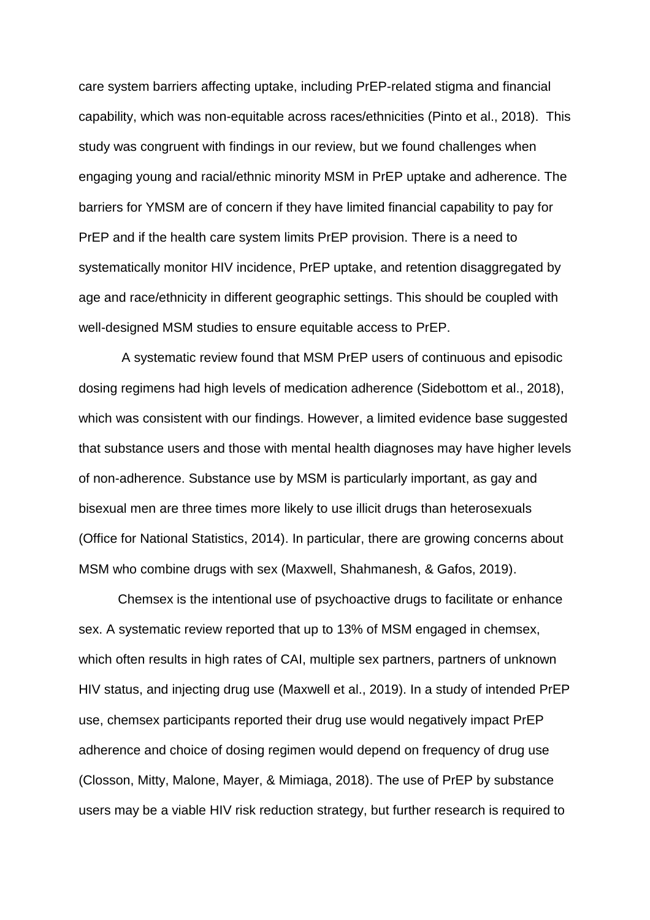care system barriers affecting uptake, including PrEP-related stigma and financial capability, which was non-equitable across races/ethnicities (Pinto et al., 2018). This study was congruent with findings in our review, but we found challenges when engaging young and racial/ethnic minority MSM in PrEP uptake and adherence. The barriers for YMSM are of concern if they have limited financial capability to pay for PrEP and if the health care system limits PrEP provision. There is a need to systematically monitor HIV incidence, PrEP uptake, and retention disaggregated by age and race/ethnicity in different geographic settings. This should be coupled with well-designed MSM studies to ensure equitable access to PrEP.

A systematic review found that MSM PrEP users of continuous and episodic dosing regimens had high levels of medication adherence (Sidebottom et al., 2018), which was consistent with our findings. However, a limited evidence base suggested that substance users and those with mental health diagnoses may have higher levels of non-adherence. Substance use by MSM is particularly important, as gay and bisexual men are three times more likely to use illicit drugs than heterosexuals (Office for National Statistics, 2014). In particular, there are growing concerns about MSM who combine drugs with sex (Maxwell, Shahmanesh, & Gafos, 2019).

Chemsex is the intentional use of psychoactive drugs to facilitate or enhance sex. A systematic review reported that up to 13% of MSM engaged in chemsex, which often results in high rates of CAI, multiple sex partners, partners of unknown HIV status, and injecting drug use (Maxwell et al., 2019). In a study of intended PrEP use, chemsex participants reported their drug use would negatively impact PrEP adherence and choice of dosing regimen would depend on frequency of drug use (Closson, Mitty, Malone, Mayer, & Mimiaga, 2018). The use of PrEP by substance users may be a viable HIV risk reduction strategy, but further research is required to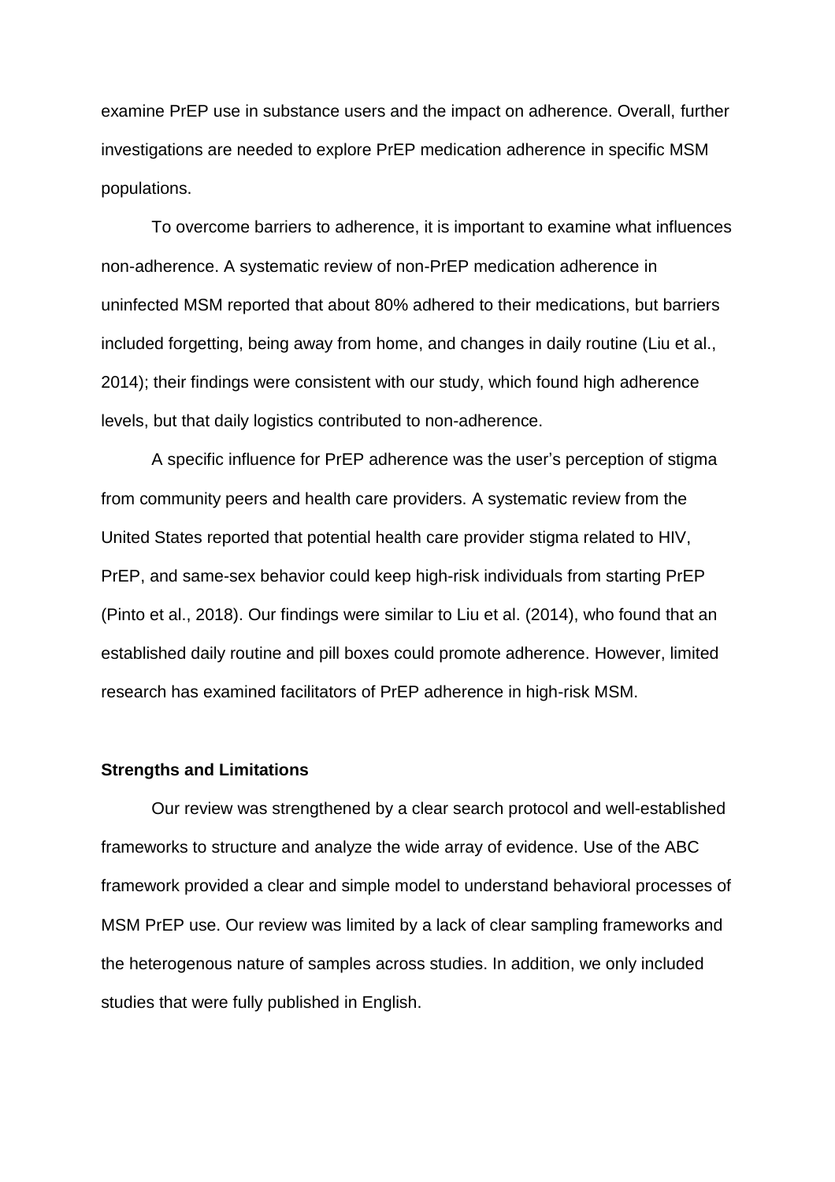examine PrEP use in substance users and the impact on adherence. Overall, further investigations are needed to explore PrEP medication adherence in specific MSM populations.

To overcome barriers to adherence, it is important to examine what influences non-adherence. A systematic review of non-PrEP medication adherence in uninfected MSM reported that about 80% adhered to their medications, but barriers included forgetting, being away from home, and changes in daily routine (Liu et al., 2014); their findings were consistent with our study, which found high adherence levels, but that daily logistics contributed to non-adherence.

A specific influence for PrEP adherence was the user's perception of stigma from community peers and health care providers. A systematic review from the United States reported that potential health care provider stigma related to HIV, PrEP, and same-sex behavior could keep high-risk individuals from starting PrEP (Pinto et al., 2018). Our findings were similar to Liu et al. (2014), who found that an established daily routine and pill boxes could promote adherence. However, limited research has examined facilitators of PrEP adherence in high-risk MSM.

**Strengths and Limitations**

Our review was strengthened by a clear search protocol and well-established frameworks to structure and analyze the wide array of evidence. Use of the ABC framework provided a clear and simple model to understand behavioral processes of MSM PrEP use. Our review was limited by a lack of clear sampling frameworks and the heterogenous nature of samples across studies. In addition, we only included studies that were fully published in English.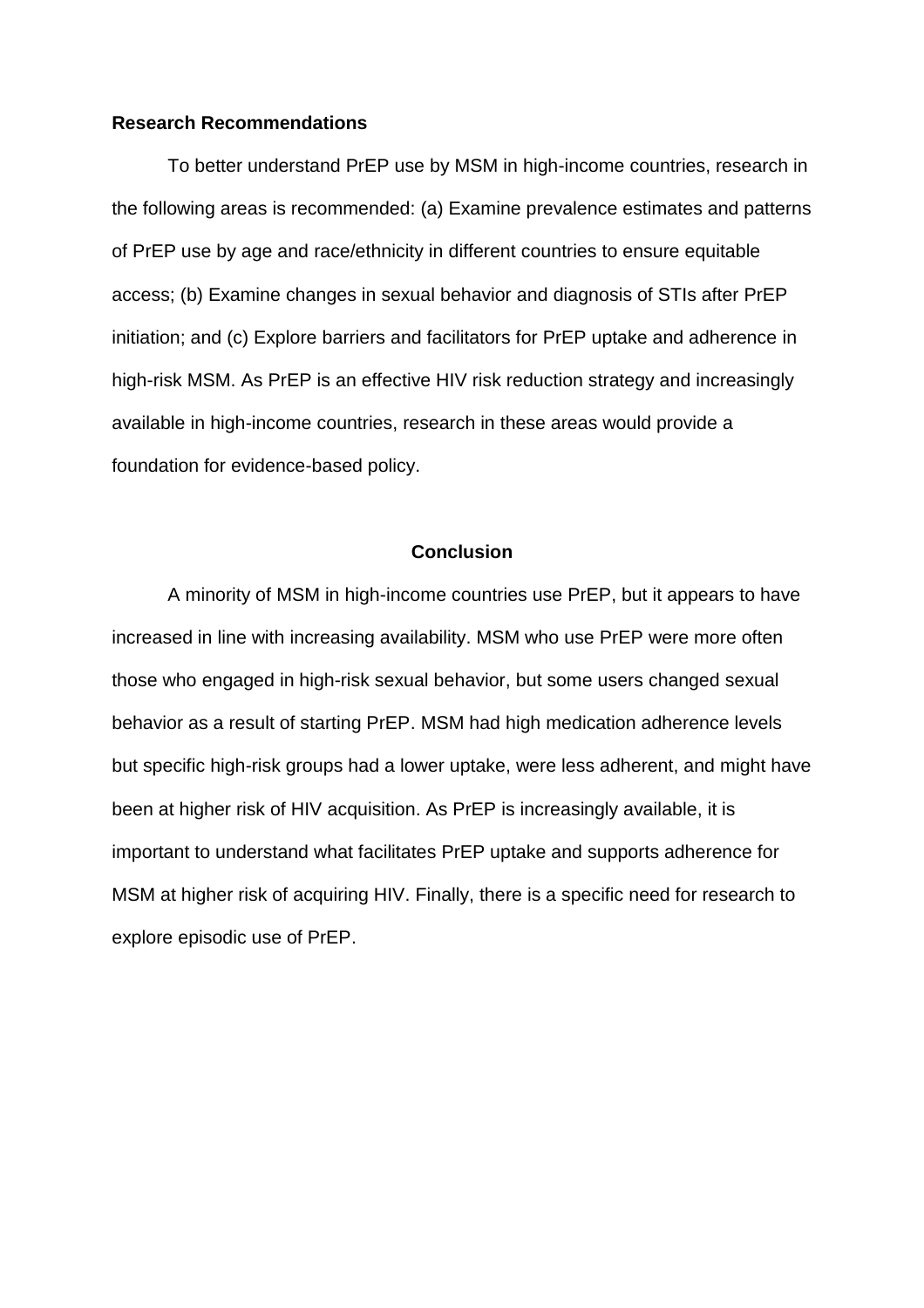**Research Recommendations**

To better understand PrEP use by MSM in high-income countries, research in the following areas is recommended: (a) Examine prevalence estimates and patterns of PrEP use by age and race/ethnicity in different countries to ensure equitable access; (b) Examine changes in sexual behavior and diagnosis of STIs after PrEP initiation; and (c) Explore barriers and facilitators for PrEP uptake and adherence in high-risk MSM. As PrEP is an effective HIV risk reduction strategy and increasingly available in high-income countries, research in these areas would provide a foundation for evidence-based policy.

## Conclusion

A minority of MSM in high-income countries use PrEP, but it appears to have increased in line with increasing availability. MSM who use PrEP were more often those who engaged in high-risk sexual behavior, but some users changed sexual behavior as a result of starting PrEP. MSM had high medication adherence levels but specific high-risk groups had a lower uptake, were less adherent, and might have been at higher risk of HIV acquisition. As PrEP is increasingly available, it is important to understand what facilitates PrEP uptake and supports adherence for MSM at higher risk of acquiring HIV. Finally, there is a specific need for research to explore episodic use of PrEP.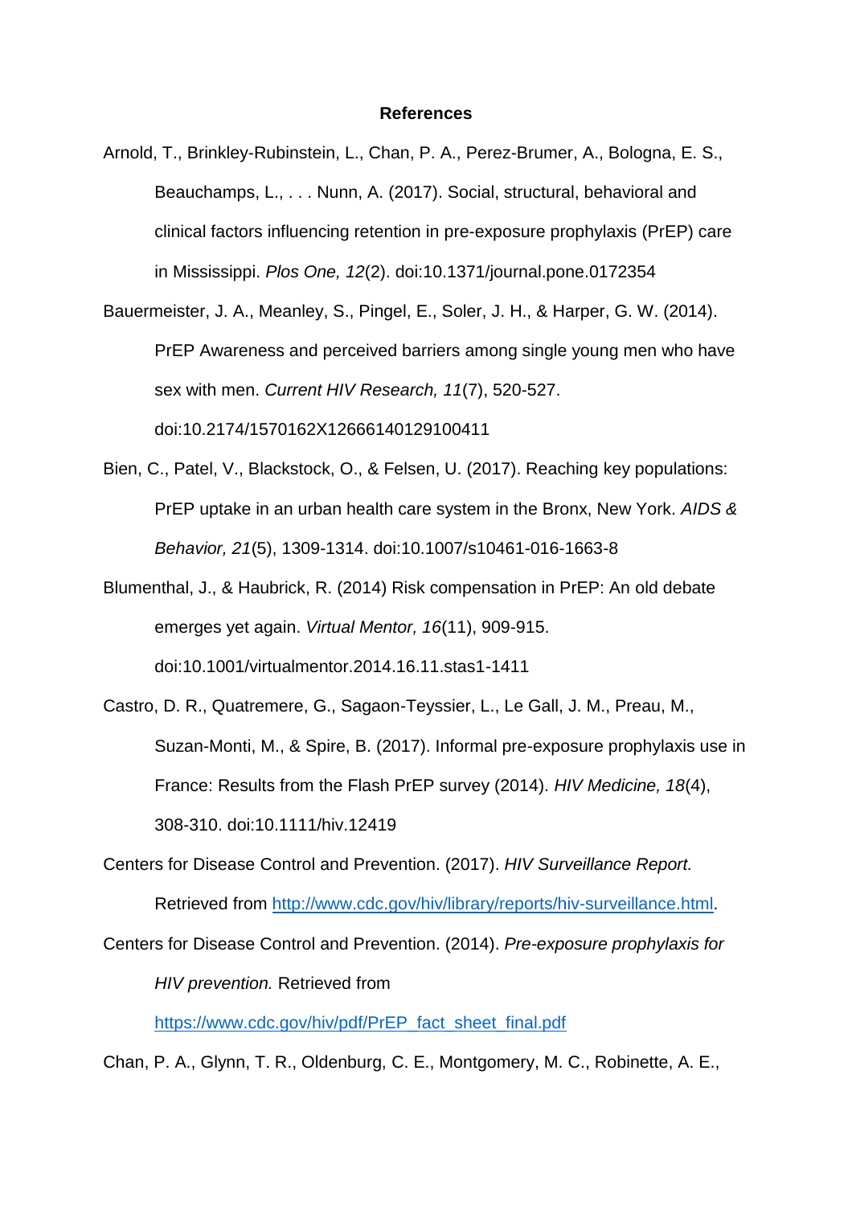**References**

Arnold, T., Brinkley-Rubinstein, L., Chan, P. A., Perez-Brumer, A., Bologna, E. S., Beauchamps, L., . . . Nunn, A. (2017). Social, structural, behavioral and clinical factors influencing retention in pre-exposure prophylaxis (PrEP) care in Mississippi. *Plos One, 12*(2). doi:10.1371/journal.pone.0172354

Bauermeister, J. A., Meanley, S., Pingel, E., Soler, J. H., & Harper, G. W. (2014). PrEP Awareness and perceived barriers among single young men who have sex with men. *Current HIV Research, 11*(7), 520-527. doi:10.2174/1570162X12666140129100411

Bien, C., Patel, V., Blackstock, O., & Felsen, U. (2017). Reaching key populations: PrEP uptake in an urban health care system in the Bronx, New York. *AIDS & Behavior, 21*(5), 1309-1314. doi:10.1007/s10461-016-1663-8

Blumenthal, J., & Haubrick, R. (2014) Risk compensation in PrEP: An old debate emerges yet again. *Virtual Mentor, 16*(11), 909-915. doi:10.1001/virtualmentor.2014.16.11.stas1-1411

Castro, D. R., Quatremere, G., Sagaon-Teyssier, L., Le Gall, J. M., Preau, M., Suzan-Monti, M., & Spire, B. (2017). Informal pre-exposure prophylaxis use in France: Results from the Flash PrEP survey (2014). *HIV Medicine, 18*(4), 308-310. doi:10.1111/hiv.12419

Centers for Disease Control and Prevention. (2017). *HIV Surveillance Report.* Retrieved from http://www.cdc.gov/hiv/library/reports/hiv-surveillance.html.

Centers for Disease Control and Prevention. (2014). *Pre-exposure prophylaxis for HIV prevention.* Retrieved from https://www.cdc.gov/hiv/pdf/PrEP_fact_sheet_final.pdf

Chan, P. A., Glynn, T. R., Oldenburg, C. E., Montgomery, M. C., Robinette, A. E.,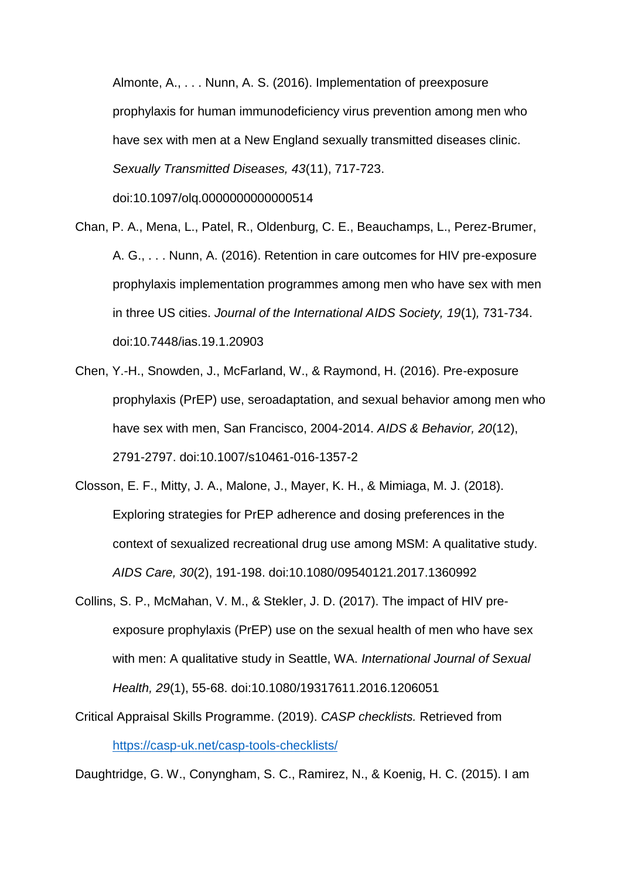Almonte, A., . . . Nunn, A. S. (2016). Implementation of preexposure prophylaxis for human immunodeficiency virus prevention among men who have sex with men at a New England sexually transmitted diseases clinic. *Sexually Transmitted Diseases, 43*(11), 717-723. doi:10.1097/olq.0000000000000514

Chan, P. A., Mena, L., Patel, R., Oldenburg, C. E., Beauchamps, L., Perez-Brumer, A. G., . . . Nunn, A. (2016). Retention in care outcomes for HIV pre-exposure prophylaxis implementation programmes among men who have sex with men in three US cities. *Journal of the International AIDS Society, 19*(1)*,* 731-734. doi:10.7448/ias.19.1.20903

Chen, Y.-H., Snowden, J., McFarland, W., & Raymond, H. (2016). Pre-exposure prophylaxis (PrEP) use, seroadaptation, and sexual behavior among men who have sex with men, San Francisco, 2004-2014. *AIDS & Behavior, 20*(12), 2791-2797. doi:10.1007/s10461-016-1357-2

Closson, E. F., Mitty, J. A., Malone, J., Mayer, K. H., & Mimiaga, M. J. (2018). Exploring strategies for PrEP adherence and dosing preferences in the context of sexualized recreational drug use among MSM: A qualitative study. *AIDS Care, 30*(2), 191-198. doi:10.1080/09540121.2017.1360992

Collins, S. P., McMahan, V. M., & Stekler, J. D. (2017). The impact of HIV pre-exposure prophylaxis (PrEP) use on the sexual health of men who have sex with men: A qualitative study in Seattle, WA. *International Journal of Sexual Health, 29*(1), 55-68. doi:10.1080/19317611.2016.1206051

Critical Appraisal Skills Programme. (2019). *CASP checklists.* Retrieved from https://casp-uk.net/casp-tools-checklists/

Daughtridge, G. W., Conyngham, S. C., Ramirez, N., & Koenig, H. C. (2015). I am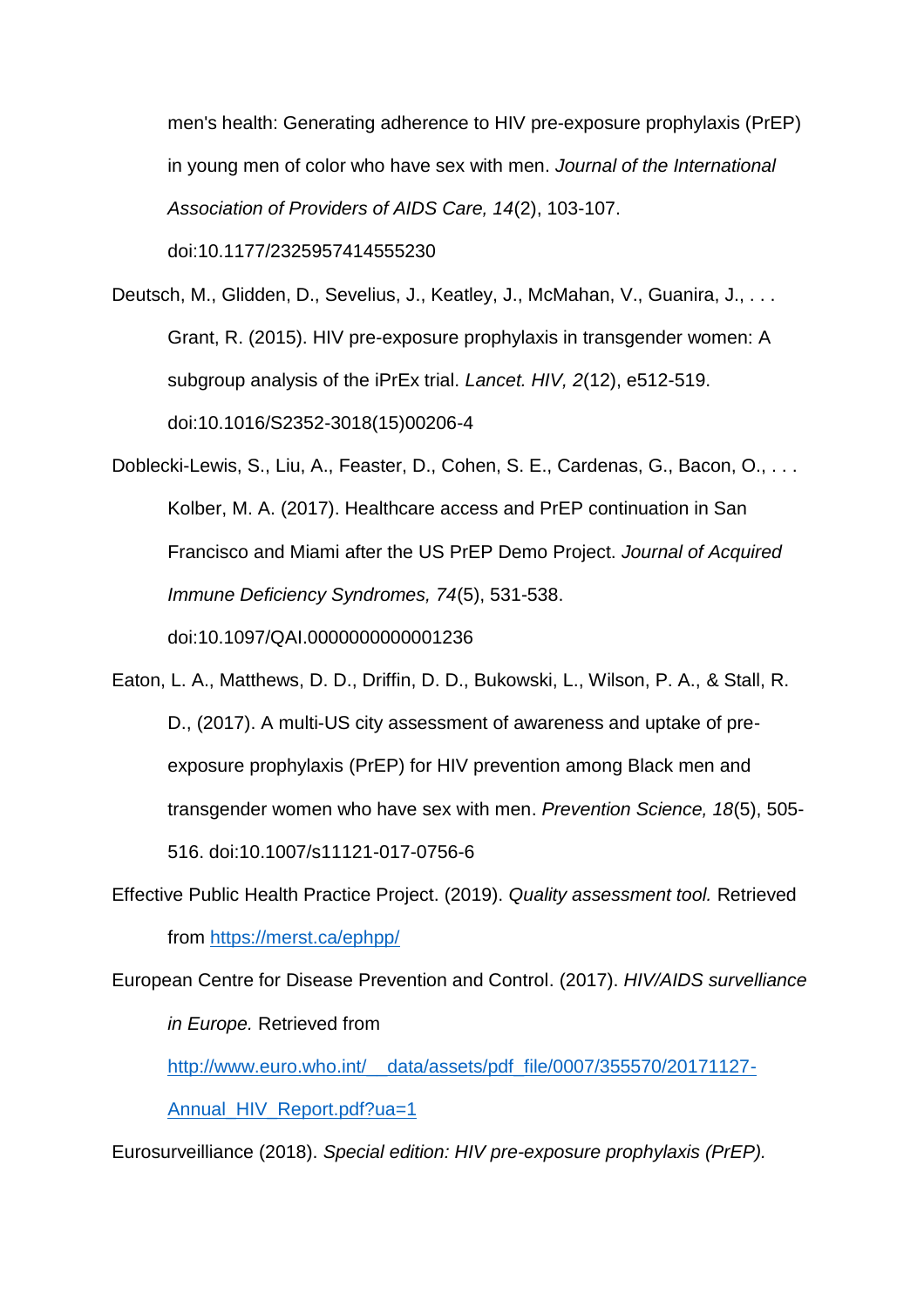men's health: Generating adherence to HIV pre-exposure prophylaxis (PrEP) in young men of color who have sex with men. *Journal of the International Association of Providers of AIDS Care, 14*(2), 103-107. doi:10.1177/2325957414555230

Deutsch, M., Glidden, D., Sevelius, J., Keatley, J., McMahan, V., Guanira, J., . . . Grant, R. (2015). HIV pre-exposure prophylaxis in transgender women: A subgroup analysis of the iPrEx trial. *Lancet. HIV, 2*(12), e512-519. doi:10.1016/S2352-3018(15)00206-4

Doblecki-Lewis, S., Liu, A., Feaster, D., Cohen, S. E., Cardenas, G., Bacon, O., . . . Kolber, M. A. (2017). Healthcare access and PrEP continuation in San Francisco and Miami after the US PrEP Demo Project. *Journal of Acquired Immune Deficiency Syndromes, 74*(5), 531-538. doi:10.1097/QAI.0000000000001236

Eaton, L. A., Matthews, D. D., Driffin, D. D., Bukowski, L., Wilson, P. A., & Stall, R. D., (2017). A multi-US city assessment of awareness and uptake of pre-exposure prophylaxis (PrEP) for HIV prevention among Black men and transgender women who have sex with men. *Prevention Science, 18*(5), 505-516. doi:10.1007/s11121-017-0756-6

Effective Public Health Practice Project. (2019). *Quality assessment tool.* Retrieved from https://merst.ca/ephpp/

European Centre for Disease Prevention and Control. (2017). *HIV/AIDS surveillance in Europe.* Retrieved from http://www.euro.who.int/__data/assets/pdf_file/0007/355570/20171127-Annual_HIV_Report.pdf?ua=1

Eurosurveilliance (2018). *Special edition: HIV pre-exposure prophylaxis (PrEP).*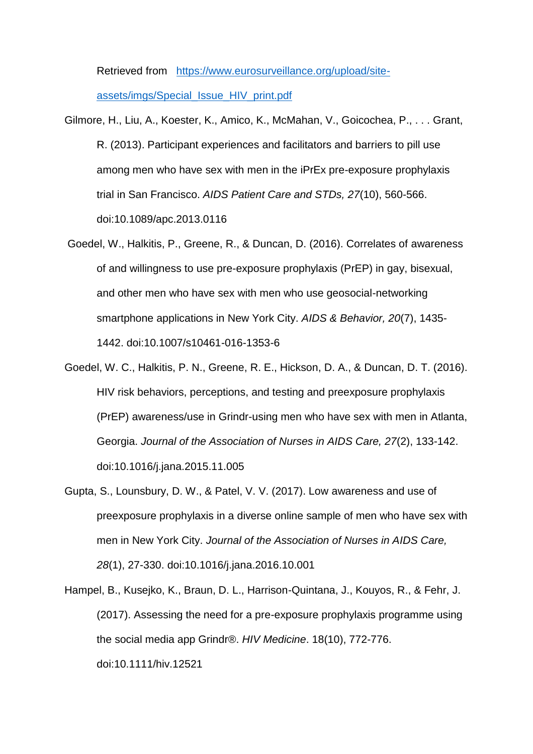Retrieved from [https://www.eurosurveillance.org/upload/site-assets/imgs/Special_Issue_HIV_print.pdf](https://www.eurosurveillance.org/upload/site-assets/imgs/Special_Issue_HIV_print.pdf)

Gilmore, H., Liu, A., Koester, K., Amico, K., McMahan, V., Goicochea, P., . . . Grant, R. (2013). Participant experiences and facilitators and barriers to pill use among men who have sex with men in the iPrEx pre-exposure prophylaxis trial in San Francisco. *AIDS Patient Care and STDs, 27*(10), 560-566. doi:10.1089/apc.2013.0116

Goedel, W., Halkitis, P., Greene, R., & Duncan, D. (2016). Correlates of awareness of and willingness to use pre-exposure prophylaxis (PrEP) in gay, bisexual, and other men who have sex with men who use geosocial-networking smartphone applications in New York City. *AIDS & Behavior, 20*(7), 1435-1442. doi:10.1007/s10461-016-1353-6

Goedel, W. C., Halkitis, P. N., Greene, R. E., Hickson, D. A., & Duncan, D. T. (2016). HIV risk behaviors, perceptions, and testing and preexposure prophylaxis (PrEP) awareness/use in Grindr-using men who have sex with men in Atlanta, Georgia. *Journal of the Association of Nurses in AIDS Care, 27*(2), 133-142. doi:10.1016/j.jana.2015.11.005

Gupta, S., Lounsbury, D. W., & Patel, V. V. (2017). Low awareness and use of preexposure prophylaxis in a diverse online sample of men who have sex with men in New York City. *Journal of the Association of Nurses in AIDS Care, 28*(1), 27-330. doi:10.1016/j.jana.2016.10.001

Hampel, B., Kusejko, K., Braun, D. L., Harrison-Quintana, J., Kouyos, R., & Fehr, J. (2017). Assessing the need for a pre-exposure prophylaxis programme using the social media app Grindr®. *HIV Medicine*. 18(10), 772-776. doi:10.1111/hiv.12521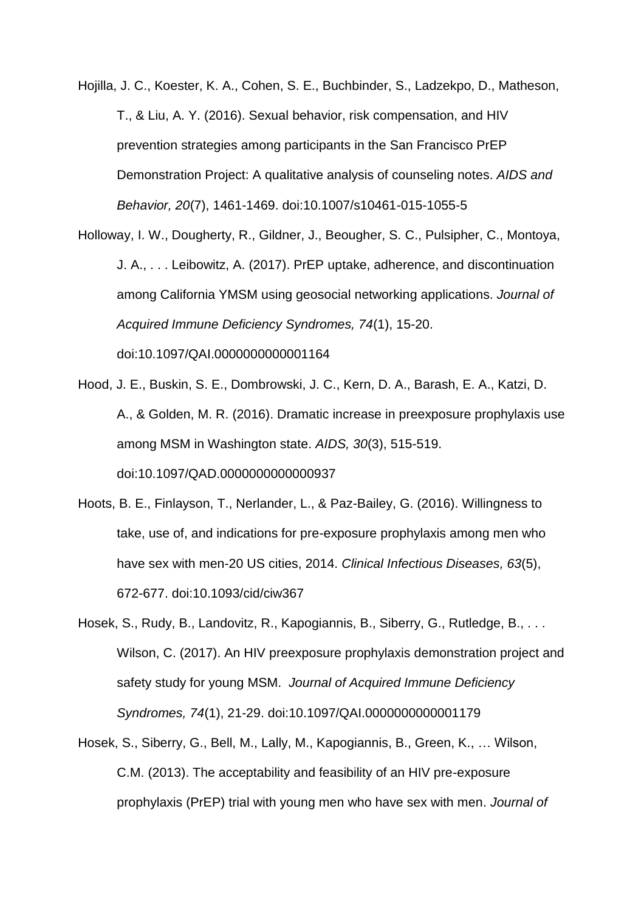Hojilla, J. C., Koester, K. A., Cohen, S. E., Buchbinder, S., Ladzekpo, D., Matheson, T., & Liu, A. Y. (2016). Sexual behavior, risk compensation, and HIV prevention strategies among participants in the San Francisco PrEP Demonstration Project: A qualitative analysis of counseling notes. *AIDS and Behavior, 20*(7), 1461-1469. doi:10.1007/s10461-015-1055-5

Holloway, I. W., Dougherty, R., Gildner, J., Beougher, S. C., Pulsipher, C., Montoya, J. A., . . . Leibowitz, A. (2017). PrEP uptake, adherence, and discontinuation among California YMSM using geosocial networking applications. *Journal of Acquired Immune Deficiency Syndromes, 74*(1), 15-20. doi:10.1097/QAI.0000000000001164

Hood, J. E., Buskin, S. E., Dombrowski, J. C., Kern, D. A., Barash, E. A., Katzi, D. A., & Golden, M. R. (2016). Dramatic increase in preexposure prophylaxis use among MSM in Washington state. *AIDS, 30*(3), 515-519. doi:10.1097/QAD.0000000000000937

Hoots, B. E., Finlayson, T., Nerlander, L., & Paz-Bailey, G. (2016). Willingness to take, use of, and indications for pre-exposure prophylaxis among men who have sex with men-20 US cities, 2014. *Clinical Infectious Diseases, 63*(5), 672-677. doi:10.1093/cid/ciw367

Hosek, S., Rudy, B., Landovitz, R., Kapogiannis, B., Siberry, G., Rutledge, B., . . . Wilson, C. (2017). An HIV preexposure prophylaxis demonstration project and safety study for young MSM. *Journal of Acquired Immune Deficiency Syndromes, 74*(1), 21-29. doi:10.1097/QAI.0000000000001179

Hosek, S., Siberry, G., Bell, M., Lally, M., Kapogiannis, B., Green, K., … Wilson, C.M. (2013). The acceptability and feasibility of an HIV pre-exposure prophylaxis (PrEP) trial with young men who have sex with men. *Journal of*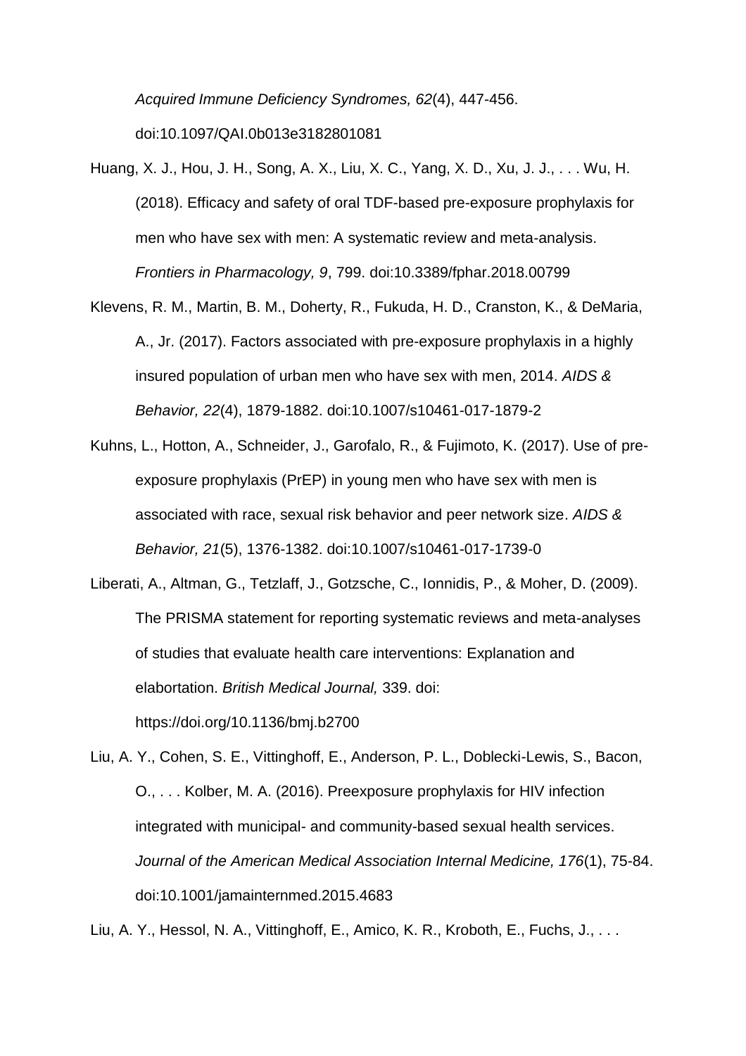*Acquired Immune Deficiency Syndromes, 62*(4), 447-456. doi:10.1097/QAI.0b013e3182801081

Huang, X. J., Hou, J. H., Song, A. X., Liu, X. C., Yang, X. D., Xu, J. J., . . . Wu, H. (2018). Efficacy and safety of oral TDF-based pre-exposure prophylaxis for men who have sex with men: A systematic review and meta-analysis. *Frontiers in Pharmacology, 9*, 799. doi:10.3389/fphar.2018.00799

Klevens, R. M., Martin, B. M., Doherty, R., Fukuda, H. D., Cranston, K., & DeMaria, A., Jr. (2017). Factors associated with pre-exposure prophylaxis in a highly insured population of urban men who have sex with men, 2014. *AIDS & Behavior, 22*(4), 1879-1882. doi:10.1007/s10461-017-1879-2

Kuhns, L., Hotton, A., Schneider, J., Garofalo, R., & Fujimoto, K. (2017). Use of pre-exposure prophylaxis (PrEP) in young men who have sex with men is associated with race, sexual risk behavior and peer network size. *AIDS & Behavior, 21*(5), 1376-1382. doi:10.1007/s10461-017-1739-0

Liberati, A., Altman, G., Tetzlaff, J., Gotzsche, C., Ionnidis, P., & Moher, D. (2009). The PRISMA statement for reporting systematic reviews and meta-analyses of studies that evaluate health care interventions: Explanation and elabortation. *British Medical Journal,* 339. doi: https://doi.org/10.1136/bmj.b2700

Liu, A. Y., Cohen, S. E., Vittinghoff, E., Anderson, P. L., Doblecki-Lewis, S., Bacon, O., . . . Kolber, M. A. (2016). Preexposure prophylaxis for HIV infection integrated with municipal- and community-based sexual health services. *Journal of the American Medical Association Internal Medicine, 176*(1), 75-84. doi:10.1001/jamainternmed.2015.4683

Liu, A. Y., Hessol, N. A., Vittinghoff, E., Amico, K. R., Kroboth, E., Fuchs, J., . . .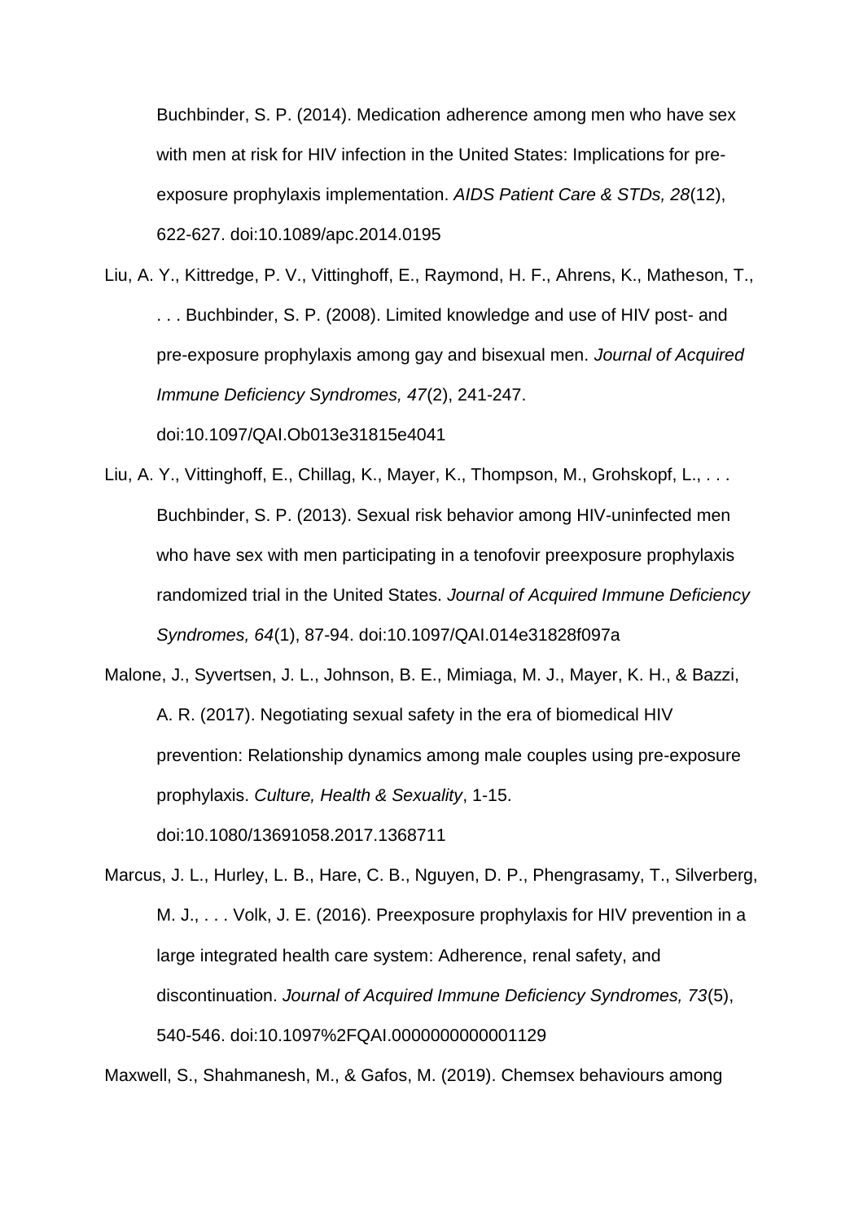Buchbinder, S. P. (2014). Medication adherence among men who have sex with men at risk for HIV infection in the United States: Implications for pre-exposure prophylaxis implementation. *AIDS Patient Care & STDs, 28*(12), 622-627. doi:10.1089/apc.2014.0195

Liu, A. Y., Kittredge, P. V., Vittinghoff, E., Raymond, H. F., Ahrens, K., Matheson, T., . . . Buchbinder, S. P. (2008). Limited knowledge and use of HIV post- and pre-exposure prophylaxis among gay and bisexual men. *Journal of Acquired Immune Deficiency Syndromes, 47*(2), 241-247. doi:10.1097/QAI.Ob013e31815e4041

Liu, A. Y., Vittinghoff, E., Chillag, K., Mayer, K., Thompson, M., Grohskopf, L., . . . Buchbinder, S. P. (2013). Sexual risk behavior among HIV-uninfected men who have sex with men participating in a tenofovir preexposure prophylaxis randomized trial in the United States. *Journal of Acquired Immune Deficiency Syndromes, 64*(1), 87-94. doi:10.1097/QAI.014e31828f097a

Malone, J., Syvertsen, J. L., Johnson, B. E., Mimiaga, M. J., Mayer, K. H., & Bazzi, A. R. (2017). Negotiating sexual safety in the era of biomedical HIV prevention: Relationship dynamics among male couples using pre-exposure prophylaxis. *Culture, Health & Sexuality*, 1-15. doi:10.1080/13691058.2017.1368711

Marcus, J. L., Hurley, L. B., Hare, C. B., Nguyen, D. P., Phengrasamy, T., Silverberg, M. J., . . . Volk, J. E. (2016). Preexposure prophylaxis for HIV prevention in a large integrated health care system: Adherence, renal safety, and discontinuation. *Journal of Acquired Immune Deficiency Syndromes, 73*(5), 540-546. doi:10.1097%2FQAI.0000000000001129

Maxwell, S., Shahmanesh, M., & Gafos, M. (2019). Chemsex behaviours among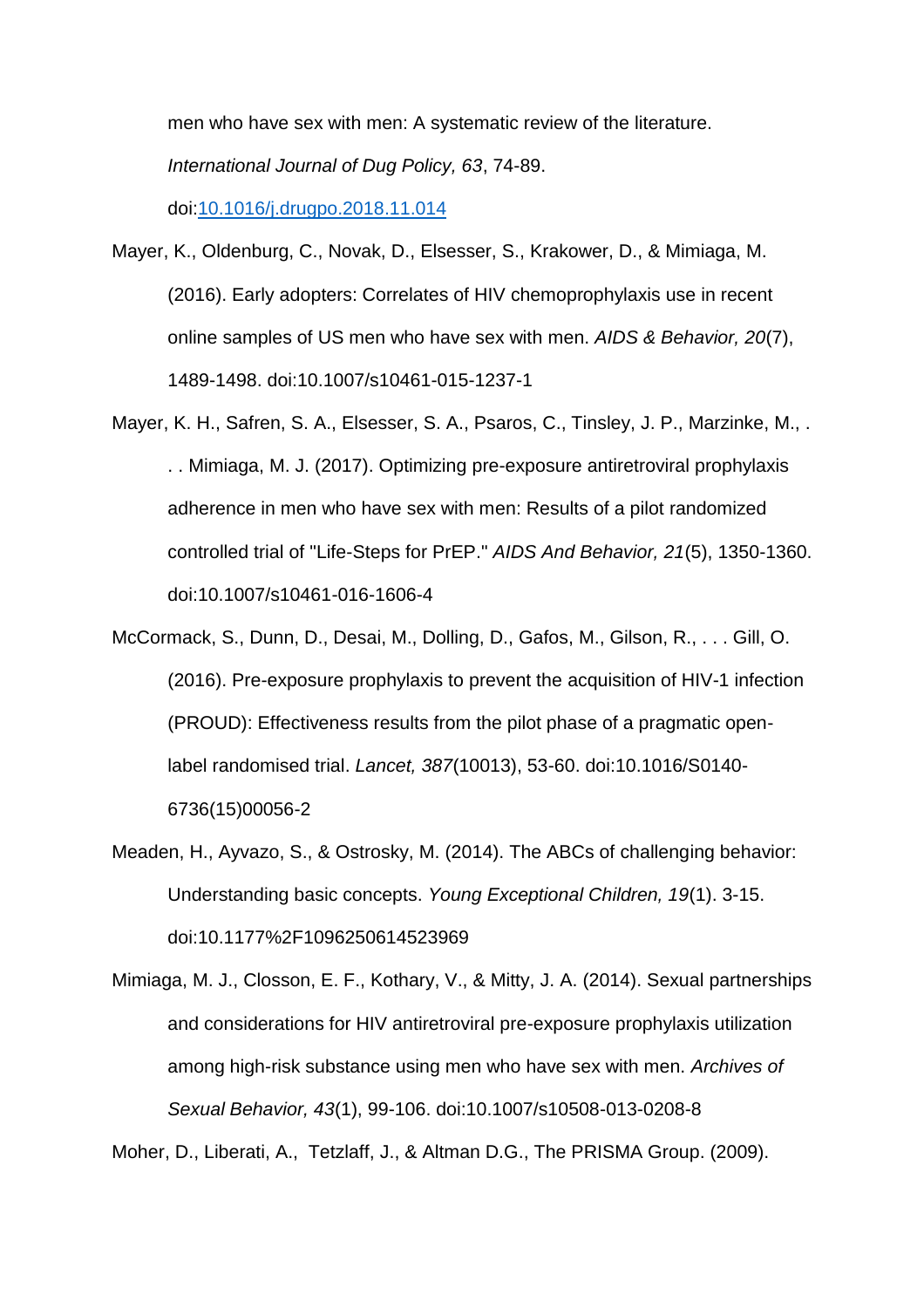men who have sex with men: A systematic review of the literature. *International Journal of Dug Policy, 63*, 74-89. doi:[10.1016/j.drugpo.2018.11.014](https://doi.org/10.1016/j.drugpo.2018.11.014)

Mayer, K., Oldenburg, C., Novak, D., Elsesser, S., Krakower, D., & Mimiaga, M. (2016). Early adopters: Correlates of HIV chemoprophylaxis use in recent online samples of US men who have sex with men. *AIDS & Behavior, 20*(7), 1489-1498. doi:10.1007/s10461-015-1237-1

Mayer, K. H., Safren, S. A., Elsesser, S. A., Psaros, C., Tinsley, J. P., Marzinke, M., . . . Mimiaga, M. J. (2017). Optimizing pre-exposure antiretroviral prophylaxis adherence in men who have sex with men: Results of a pilot randomized controlled trial of "Life-Steps for PrEP." *AIDS And Behavior, 21*(5), 1350-1360. doi:10.1007/s10461-016-1606-4

McCormack, S., Dunn, D., Desai, M., Dolling, D., Gafos, M., Gilson, R., . . . Gill, O. (2016). Pre-exposure prophylaxis to prevent the acquisition of HIV-1 infection (PROUD): Effectiveness results from the pilot phase of a pragmatic open-label randomised trial. *Lancet, 387*(10013), 53-60. doi:10.1016/S0140-6736(15)00056-2

Meaden, H., Ayvazo, S., & Ostrosky, M. (2014). The ABCs of challenging behavior: Understanding basic concepts. *Young Exceptional Children, 19*(1). 3-15. doi:10.1177%2F1096250614523969

Mimiaga, M. J., Closson, E. F., Kothary, V., & Mitty, J. A. (2014). Sexual partnerships and considerations for HIV antiretroviral pre-exposure prophylaxis utilization among high-risk substance using men who have sex with men. *Archives of Sexual Behavior, 43*(1), 99-106. doi:10.1007/s10508-013-0208-8

Moher, D., Liberati, A., Tetzlaff, J., & Altman D.G., The PRISMA Group. (2009).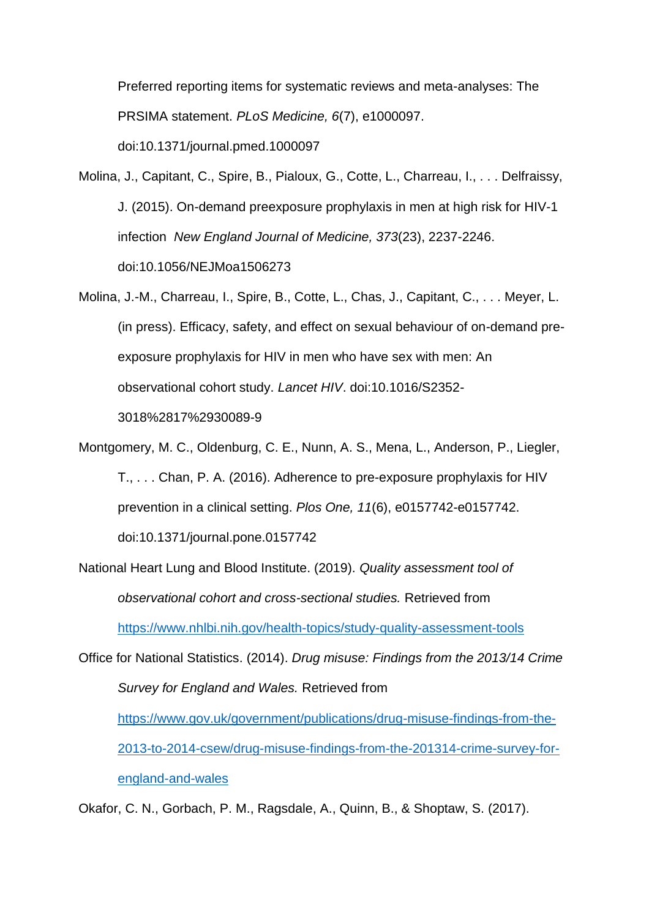Preferred reporting items for systematic reviews and meta-analyses: The PRSIMA statement. *PLoS Medicine, 6*(7), e1000097. doi:10.1371/journal.pmed.1000097

Molina, J., Capitant, C., Spire, B., Pialoux, G., Cotte, L., Charreau, I., . . . Delfraissy, J. (2015). On-demand preexposure prophylaxis in men at high risk for HIV-1 infection  *New England Journal of Medicine, 373*(23), 2237-2246. doi:10.1056/NEJMoa1506273

Molina, J.-M., Charreau, I., Spire, B., Cotte, L., Chas, J., Capitant, C., . . . Meyer, L. (in press). Efficacy, safety, and effect on sexual behaviour of on-demand pre-exposure prophylaxis for HIV in men who have sex with men: An observational cohort study. *Lancet HIV*. doi:10.1016/S2352-3018%2817%2930089-9

Montgomery, M. C., Oldenburg, C. E., Nunn, A. S., Mena, L., Anderson, P., Liegler, T., . . . Chan, P. A. (2016). Adherence to pre-exposure prophylaxis for HIV prevention in a clinical setting. *Plos One, 11*(6), e0157742-e0157742. doi:10.1371/journal.pone.0157742

National Heart Lung and Blood Institute. (2019). *Quality assessment tool of observational cohort and cross-sectional studies.* Retrieved from https://www.nhlbi.nih.gov/health-topics/study-quality-assessment-tools

Office for National Statistics. (2014). *Drug misuse: Findings from the 2013/14 Crime Survey for England and Wales.* Retrieved from https://www.gov.uk/government/publications/drug-misuse-findings-from-the-2013-to-2014-csew/drug-misuse-findings-from-the-201314-crime-survey-for-england-and-wales

Okafor, C. N., Gorbach, P. M., Ragsdale, A., Quinn, B., & Shoptaw, S. (2017).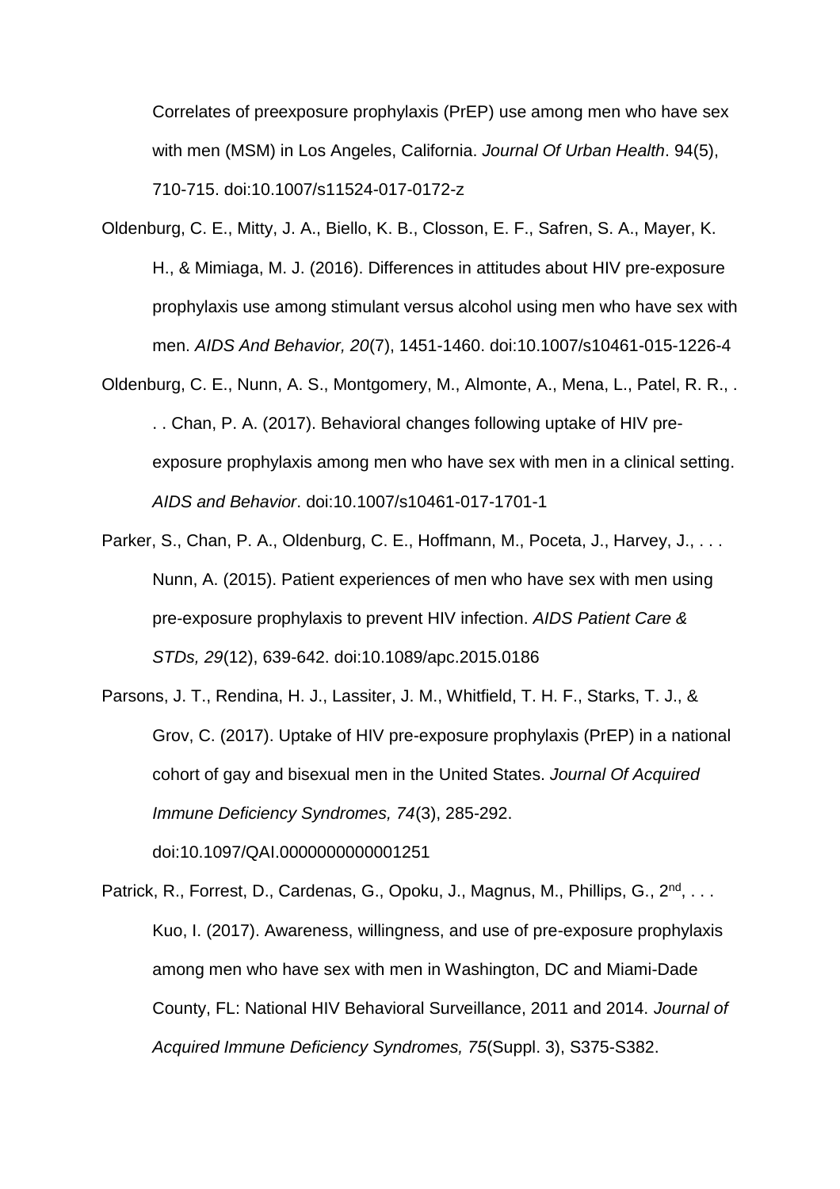Correlates of preexposure prophylaxis (PrEP) use among men who have sex with men (MSM) in Los Angeles, California. *Journal Of Urban Health*. 94(5), 710-715. doi:10.1007/s11524-017-0172-z

Oldenburg, C. E., Mitty, J. A., Biello, K. B., Closson, E. F., Safren, S. A., Mayer, K. H., & Mimiaga, M. J. (2016). Differences in attitudes about HIV pre-exposure prophylaxis use among stimulant versus alcohol using men who have sex with men. *AIDS And Behavior, 20*(7), 1451-1460. doi:10.1007/s10461-015-1226-4

Oldenburg, C. E., Nunn, A. S., Montgomery, M., Almonte, A., Mena, L., Patel, R. R., . . . Chan, P. A. (2017). Behavioral changes following uptake of HIV pre-exposure prophylaxis among men who have sex with men in a clinical setting. *AIDS and Behavior*. doi:10.1007/s10461-017-1701-1

Parker, S., Chan, P. A., Oldenburg, C. E., Hoffmann, M., Poceta, J., Harvey, J., . . . Nunn, A. (2015). Patient experiences of men who have sex with men using pre-exposure prophylaxis to prevent HIV infection. *AIDS Patient Care & STDs, 29*(12), 639-642. doi:10.1089/apc.2015.0186

Parsons, J. T., Rendina, H. J., Lassiter, J. M., Whitfield, T. H. F., Starks, T. J., & Grov, C. (2017). Uptake of HIV pre-exposure prophylaxis (PrEP) in a national cohort of gay and bisexual men in the United States. *Journal Of Acquired Immune Deficiency Syndromes, 74*(3), 285-292. doi:10.1097/QAI.0000000000001251

Patrick, R., Forrest, D., Cardenas, G., Opoku, J., Magnus, M., Phillips, G., 2nd, . . . Kuo, I. (2017). Awareness, willingness, and use of pre-exposure prophylaxis among men who have sex with men in Washington, DC and Miami-Dade County, FL: National HIV Behavioral Surveillance, 2011 and 2014. *Journal of Acquired Immune Deficiency Syndromes, 75*(Suppl. 3), S375-S382.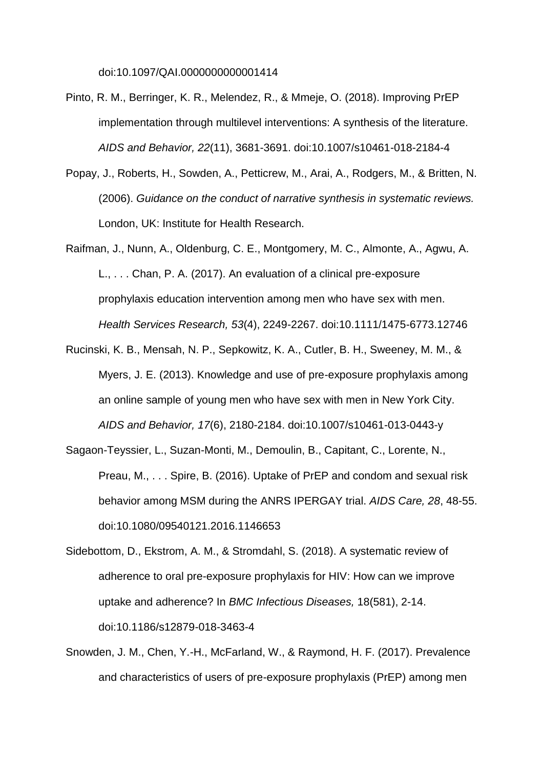doi:10.1097/QAI.0000000000001414

Pinto, R. M., Berringer, K. R., Melendez, R., & Mmeje, O. (2018). Improving PrEP implementation through multilevel interventions: A synthesis of the literature. *AIDS and Behavior, 22*(11), 3681-3691. doi:10.1007/s10461-018-2184-4

Popay, J., Roberts, H., Sowden, A., Petticrew, M., Arai, A., Rodgers, M., & Britten, N. (2006). *Guidance on the conduct of narrative synthesis in systematic reviews.* London, UK: Institute for Health Research.

Raifman, J., Nunn, A., Oldenburg, C. E., Montgomery, M. C., Almonte, A., Agwu, A. L., . . . Chan, P. A. (2017). An evaluation of a clinical pre-exposure prophylaxis education intervention among men who have sex with men. *Health Services Research, 53*(4), 2249-2267. doi:10.1111/1475-6773.12746

Rucinski, K. B., Mensah, N. P., Sepkowitz, K. A., Cutler, B. H., Sweeney, M. M., & Myers, J. E. (2013). Knowledge and use of pre-exposure prophylaxis among an online sample of young men who have sex with men in New York City. *AIDS and Behavior, 17*(6), 2180-2184. doi:10.1007/s10461-013-0443-y

Sagaon-Teyssier, L., Suzan-Monti, M., Demoulin, B., Capitant, C., Lorente, N., Preau, M., . . . Spire, B. (2016). Uptake of PrEP and condom and sexual risk behavior among MSM during the ANRS IPERGAY trial. *AIDS Care, 28*, 48-55. doi:10.1080/09540121.2016.1146653

Sidebottom, D., Ekstrom, A. M., & Stromdahl, S. (2018). A systematic review of adherence to oral pre-exposure prophylaxis for HIV: How can we improve uptake and adherence? In *BMC Infectious Diseases,* 18(581), 2-14. doi:10.1186/s12879-018-3463-4

Snowden, J. M., Chen, Y.-H., McFarland, W., & Raymond, H. F. (2017). Prevalence and characteristics of users of pre-exposure prophylaxis (PrEP) among men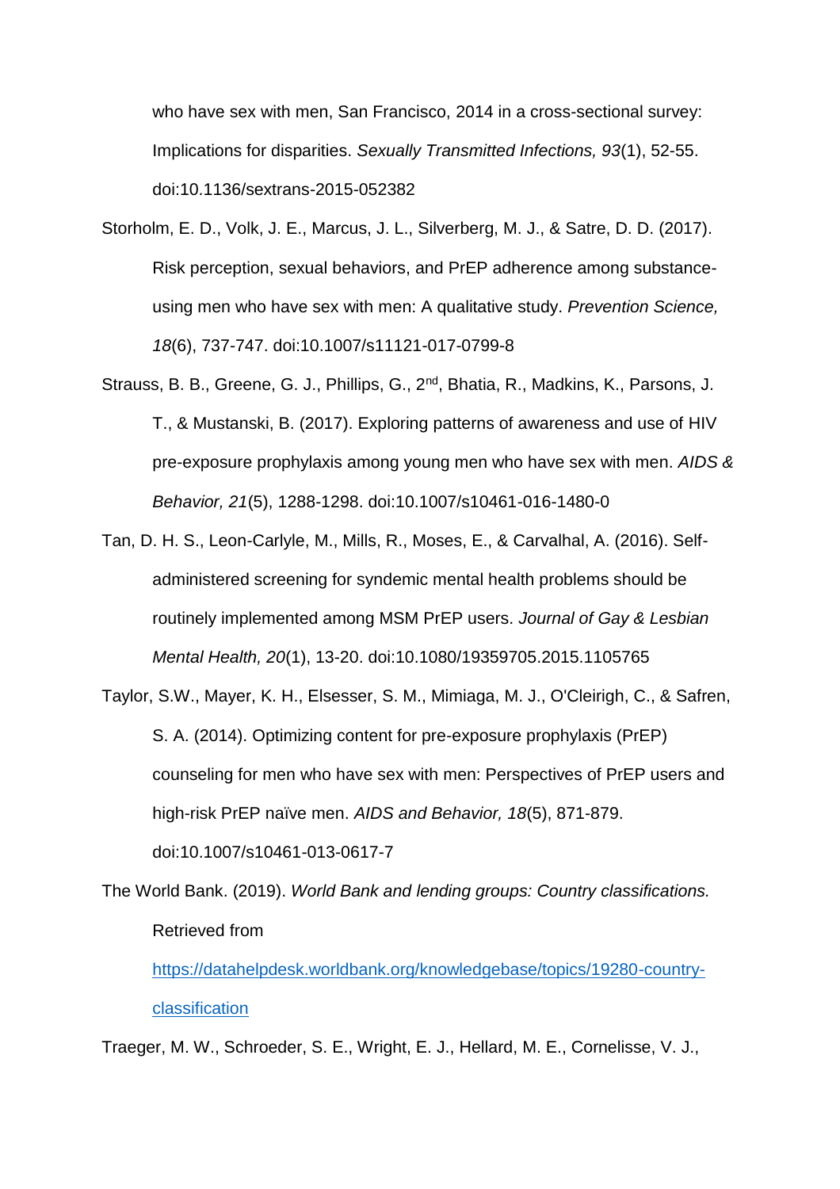who have sex with men, San Francisco, 2014 in a cross-sectional survey: Implications for disparities. *Sexually Transmitted Infections, 93*(1), 52-55. doi:10.1136/sextrans-2015-052382

Storholm, E. D., Volk, J. E., Marcus, J. L., Silverberg, M. J., & Satre, D. D. (2017). Risk perception, sexual behaviors, and PrEP adherence among substance-using men who have sex with men: A qualitative study. *Prevention Science, 18*(6), 737-747. doi:10.1007/s11121-017-0799-8

Strauss, B. B., Greene, G. J., Phillips, G., 2nd, Bhatia, R., Madkins, K., Parsons, J. T., & Mustanski, B. (2017). Exploring patterns of awareness and use of HIV pre-exposure prophylaxis among young men who have sex with men. *AIDS & Behavior, 21*(5), 1288-1298. doi:10.1007/s10461-016-1480-0

Tan, D. H. S., Leon-Carlyle, M., Mills, R., Moses, E., & Carvalhal, A. (2016). Self-administered screening for syndemic mental health problems should be routinely implemented among MSM PrEP users. *Journal of Gay & Lesbian Mental Health, 20*(1), 13-20. doi:10.1080/19359705.2015.1105765

Taylor, S.W., Mayer, K. H., Elsesser, S. M., Mimiaga, M. J., O'Cleirigh, C., & Safren, S. A. (2014). Optimizing content for pre-exposure prophylaxis (PrEP) counseling for men who have sex with men: Perspectives of PrEP users and high-risk PrEP naïve men. *AIDS and Behavior, 18*(5), 871-879. doi:10.1007/s10461-013-0617-7

The World Bank. (2019). *World Bank and lending groups: Country classifications.* Retrieved from https://datahelpdesk.worldbank.org/knowledgebase/topics/19280-country-classification

Traeger, M. W., Schroeder, S. E., Wright, E. J., Hellard, M. E., Cornelisse, V. J.,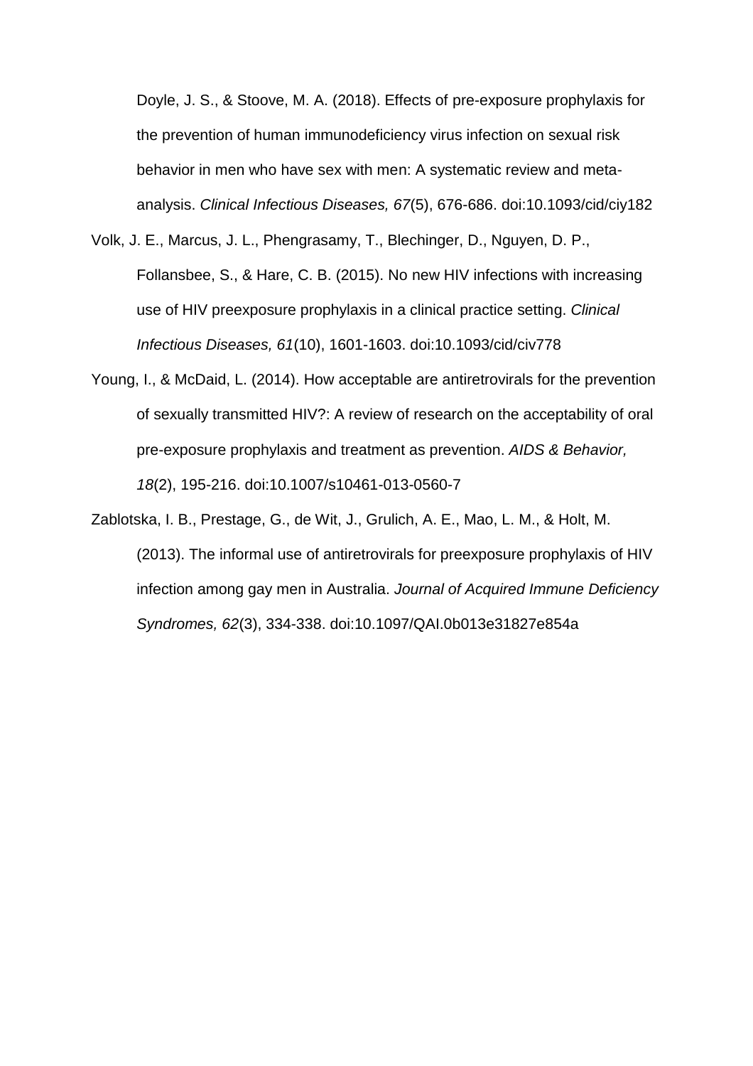Doyle, J. S., & Stoove, M. A. (2018). Effects of pre-exposure prophylaxis for the prevention of human immunodeficiency virus infection on sexual risk behavior in men who have sex with men: A systematic review and meta-analysis. *Clinical Infectious Diseases, 67*(5), 676-686. doi:10.1093/cid/ciy182

Volk, J. E., Marcus, J. L., Phengrasamy, T., Blechinger, D., Nguyen, D. P., Follansbee, S., & Hare, C. B. (2015). No new HIV infections with increasing use of HIV preexposure prophylaxis in a clinical practice setting. *Clinical Infectious Diseases, 61*(10), 1601-1603. doi:10.1093/cid/civ778

Young, I., & McDaid, L. (2014). How acceptable are antiretrovirals for the prevention of sexually transmitted HIV?: A review of research on the acceptability of oral pre-exposure prophylaxis and treatment as prevention. *AIDS & Behavior, 18*(2), 195-216. doi:10.1007/s10461-013-0560-7

Zablotska, I. B., Prestage, G., de Wit, J., Grulich, A. E., Mao, L. M., & Holt, M. (2013). The informal use of antiretrovirals for preexposure prophylaxis of HIV infection among gay men in Australia. *Journal of Acquired Immune Deficiency Syndromes, 62*(3), 334-338. doi:10.1097/QAI.0b013e31827e854a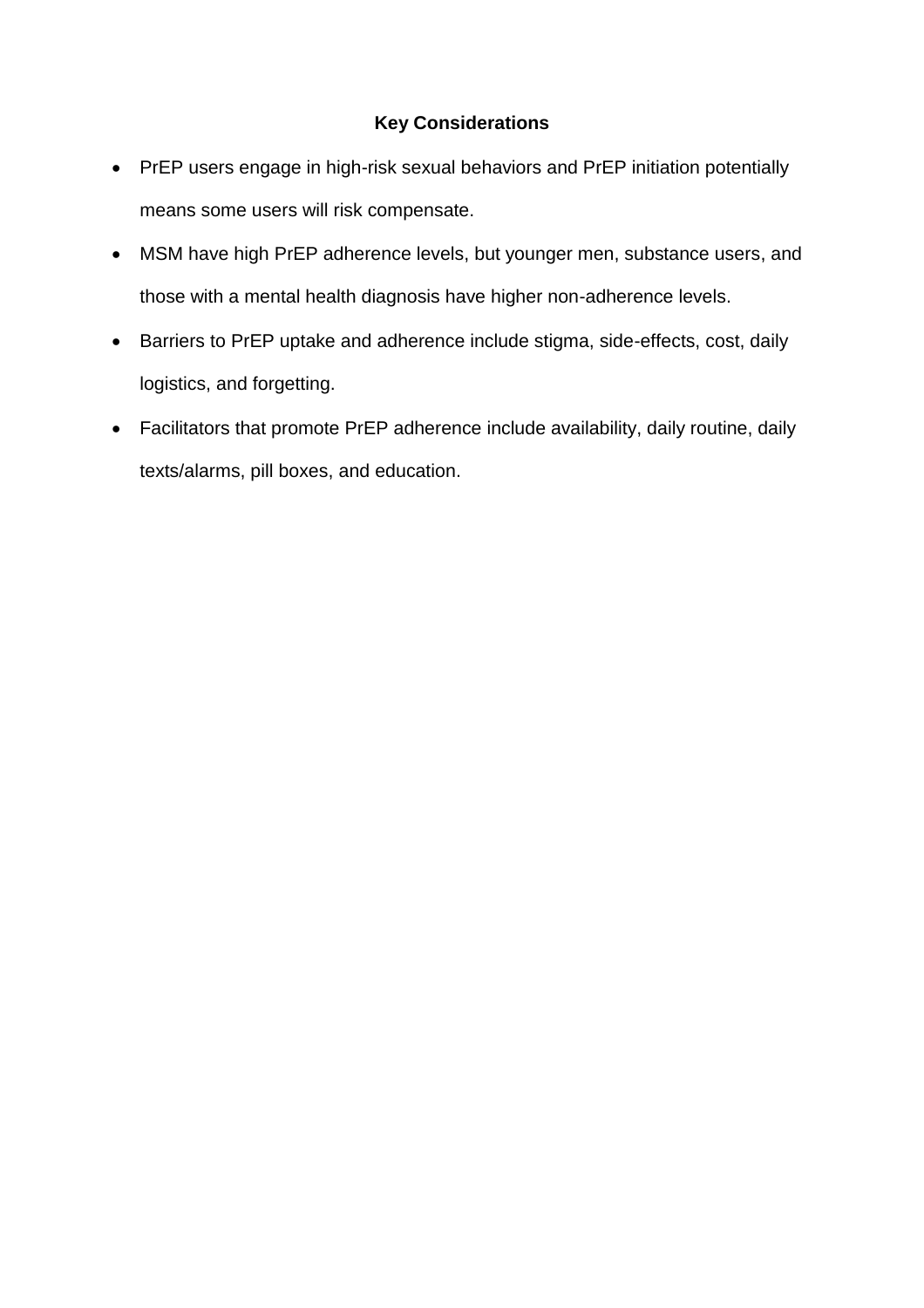## Key Considerations

- PrEP users engage in high-risk sexual behaviors and PrEP initiation potentially means some users will risk compensate.
- MSM have high PrEP adherence levels, but younger men, substance users, and those with a mental health diagnosis have higher non-adherence levels.
- Barriers to PrEP uptake and adherence include stigma, side-effects, cost, daily logistics, and forgetting.
- Facilitators that promote PrEP adherence include availability, daily routine, daily texts/alarms, pill boxes, and education.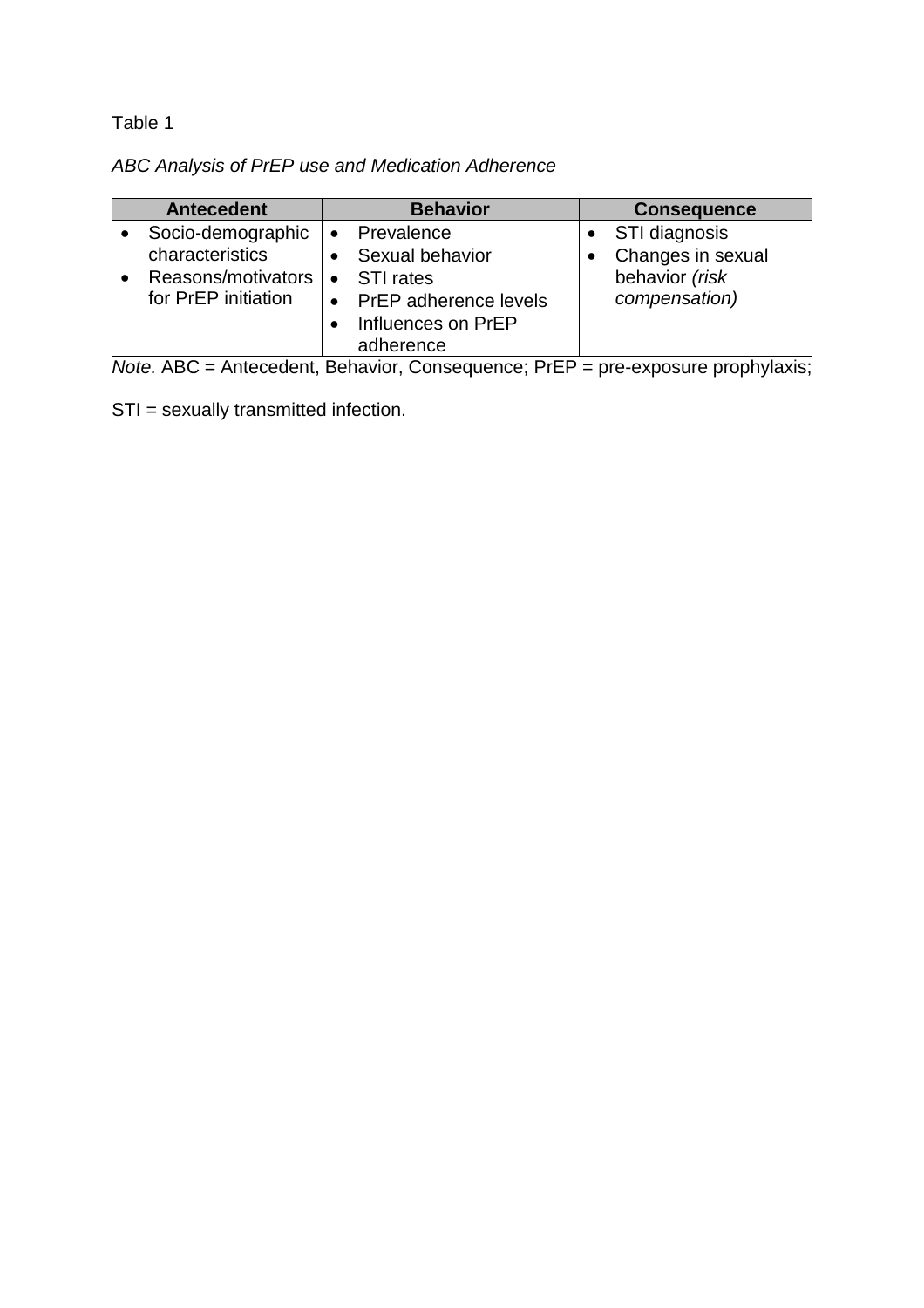Table 1

*ABC Analysis of PrEP use and Medication Adherence*

| Antecedent | Behavior | Consequence |
|---|---|---|
| • Socio-demographic characteristics<br>• Reasons/motivators for PrEP initiation | • Prevalence<br>• Sexual behavior<br>• STI rates<br>• PrEP adherence levels<br>• Influences on PrEP adherence | • STI diagnosis<br>• Changes in sexual behavior *(risk compensation)* |

*Note.* ABC = Antecedent, Behavior, Consequence; PrEP = pre-exposure prophylaxis; STI = sexually transmitted infection.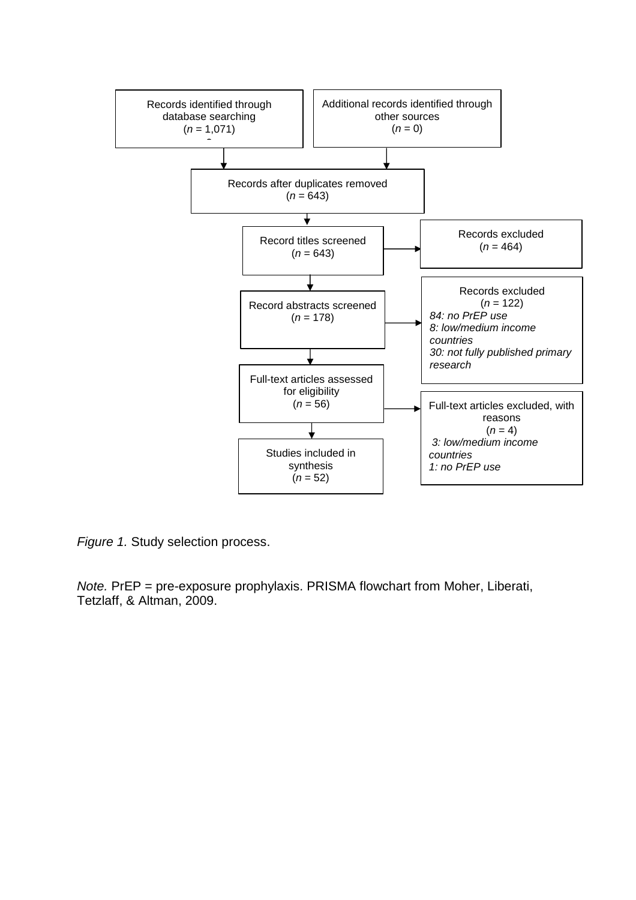Records identified through database searching
(*n* = 1,071)

Additional records identified through other sources
(*n* = 0)

Records after duplicates removed
(*n* = 643)

Record titles screened
(*n* = 643)

Records excluded
(*n* = 464)

Record abstracts screened
(*n* = 178)

Records excluded
(*n* = 122)
*84: no PrEP use*
*8: low/medium income countries*
*30: not fully published primary research*

Full-text articles assessed for eligibility
(*n* = 56)

Full-text articles excluded, with reasons
(*n* = 4)
*3: low/medium income countries*
*1: no PrEP use*

Studies included in synthesis
(*n* = 52)

*Figure 1.* Study selection process.

*Note.* PrEP = pre-exposure prophylaxis. PRISMA flowchart from Moher, Liberati, Tetzlaff, & Altman, 2009.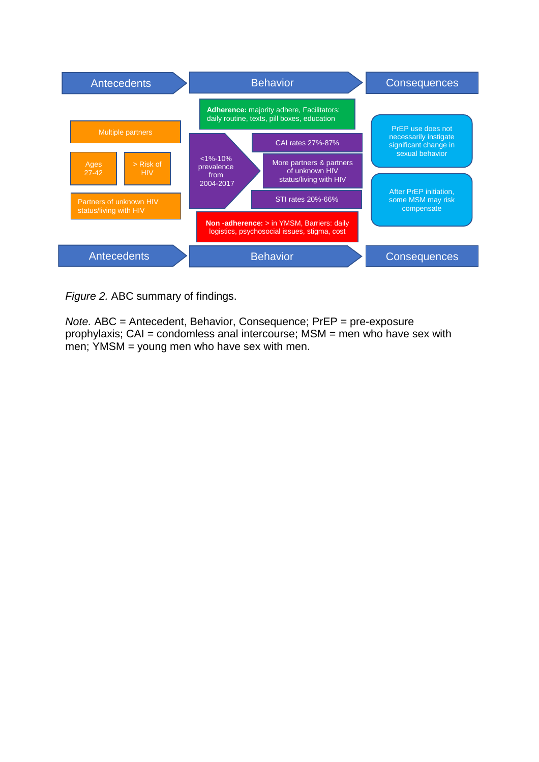Antecedents

Behavior

Consequences

**Adherence:** majority adhere, Facilitators: daily routine, texts, pill boxes, education

Multiple partners

Ages 27-42

> Risk of HIV

Partners of unknown HIV status/living with HIV

<1%-10% prevalence from 2004-2017

CAI rates 27%-87%

More partners & partners of unknown HIV status/living with HIV

STI rates 20%-66%

**Non -adherence:** > in YMSM, Barriers: daily logistics, psychosocial issues, stigma, cost

PrEP use does not necessarily instigate significant change in sexual behavior

After PrEP initiation, some MSM may risk compensate

Antecedents

Behavior

Consequences

*Figure 2.* ABC summary of findings.

*Note.* ABC = Antecedent, Behavior, Consequence; PrEP = pre-exposure prophylaxis; CAI = condomless anal intercourse; MSM = men who have sex with men; YMSM = young men who have sex with men.